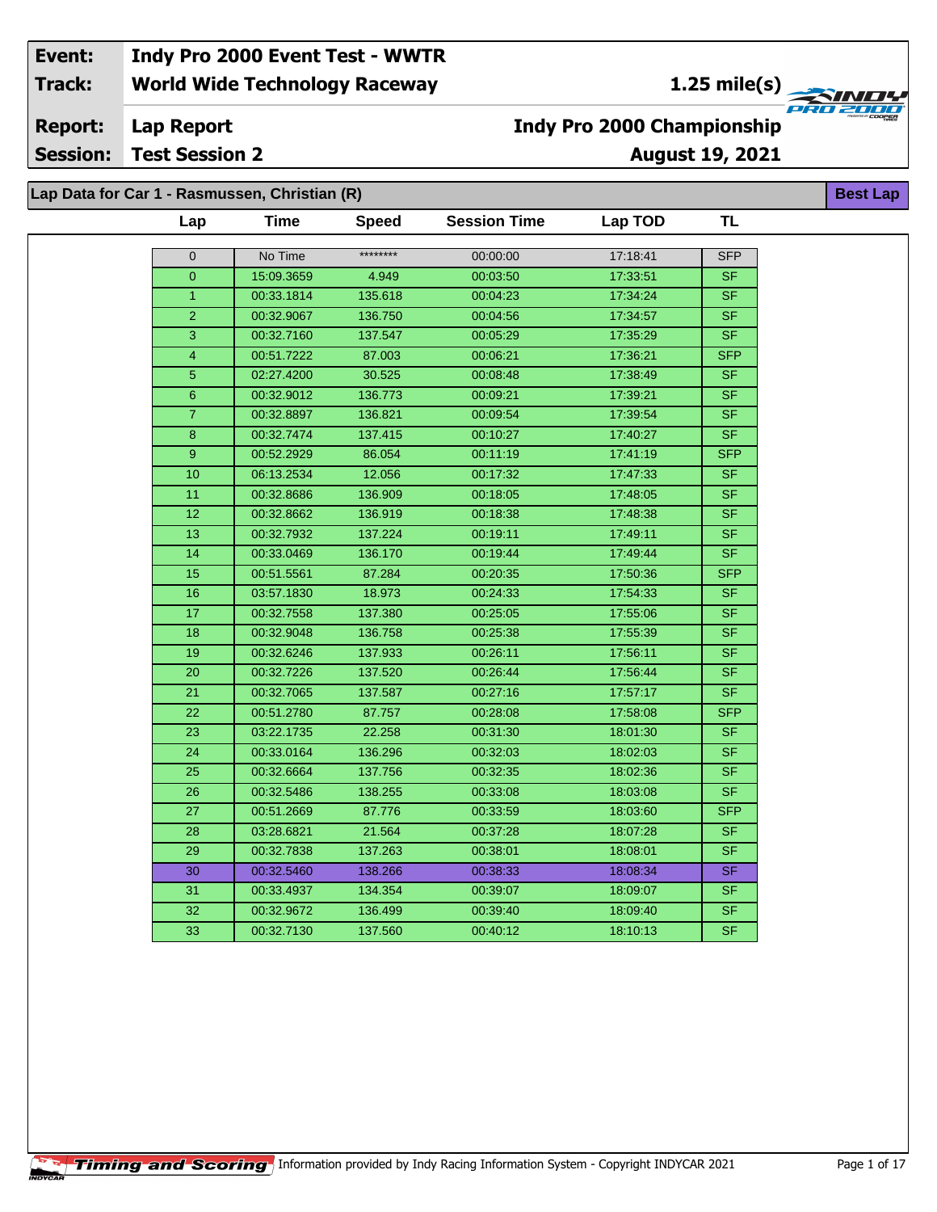| Event: | Indy Pro 2000 Event Test - WWTR | |
|---|---|---|
| Track: | World Wide Technology Raceway | 1.25 mile(s) |
| Report: | Lap Report | Indy Pro 2000 Championship |
| Session: | Test Session 2 | August 19, 2021 |

**Lap Data for Car 1 - Rasmussen, Christian (R)** — Best Lap

| Lap | Time | Speed | Session Time | Lap TOD | TL |
|---|---|---|---|---|---|
| 0 | No Time | ******** | 00:00:00 | 17:18:41 | SFP |
| 0 | 15:09.3659 | 4.949 | 00:03:50 | 17:33:51 | SF |
| 1 | 00:33.1814 | 135.618 | 00:04:23 | 17:34:24 | SF |
| 2 | 00:32.9067 | 136.750 | 00:04:56 | 17:34:57 | SF |
| 3 | 00:32.7160 | 137.547 | 00:05:29 | 17:35:29 | SF |
| 4 | 00:51.7222 | 87.003 | 00:06:21 | 17:36:21 | SFP |
| 5 | 02:27.4200 | 30.525 | 00:08:48 | 17:38:49 | SF |
| 6 | 00:32.9012 | 136.773 | 00:09:21 | 17:39:21 | SF |
| 7 | 00:32.8897 | 136.821 | 00:09:54 | 17:39:54 | SF |
| 8 | 00:32.7474 | 137.415 | 00:10:27 | 17:40:27 | SF |
| 9 | 00:52.2929 | 86.054 | 00:11:19 | 17:41:19 | SFP |
| 10 | 06:13.2534 | 12.056 | 00:17:32 | 17:47:33 | SF |
| 11 | 00:32.8686 | 136.909 | 00:18:05 | 17:48:05 | SF |
| 12 | 00:32.8662 | 136.919 | 00:18:38 | 17:48:38 | SF |
| 13 | 00:32.7932 | 137.224 | 00:19:11 | 17:49:11 | SF |
| 14 | 00:33.0469 | 136.170 | 00:19:44 | 17:49:44 | SF |
| 15 | 00:51.5561 | 87.284 | 00:20:35 | 17:50:36 | SFP |
| 16 | 03:57.1830 | 18.973 | 00:24:33 | 17:54:33 | SF |
| 17 | 00:32.7558 | 137.380 | 00:25:05 | 17:55:06 | SF |
| 18 | 00:32.9048 | 136.758 | 00:25:38 | 17:55:39 | SF |
| 19 | 00:32.6246 | 137.933 | 00:26:11 | 17:56:11 | SF |
| 20 | 00:32.7226 | 137.520 | 00:26:44 | 17:56:44 | SF |
| 21 | 00:32.7065 | 137.587 | 00:27:16 | 17:57:17 | SF |
| 22 | 00:51.2780 | 87.757 | 00:28:08 | 17:58:08 | SFP |
| 23 | 03:22.1735 | 22.258 | 00:31:30 | 18:01:30 | SF |
| 24 | 00:33.0164 | 136.296 | 00:32:03 | 18:02:03 | SF |
| 25 | 00:32.6664 | 137.756 | 00:32:35 | 18:02:36 | SF |
| 26 | 00:32.5486 | 138.255 | 00:33:08 | 18:03:08 | SF |
| 27 | 00:51.2669 | 87.776 | 00:33:59 | 18:03:60 | SFP |
| 28 | 03:28.6821 | 21.564 | 00:37:28 | 18:07:28 | SF |
| 29 | 00:32.7838 | 137.263 | 00:38:01 | 18:08:01 | SF |
| 30 | 00:32.5460 | 138.266 | 00:38:33 | 18:08:34 | SF |
| 31 | 00:33.4937 | 134.354 | 00:39:07 | 18:09:07 | SF |
| 32 | 00:32.9672 | 136.499 | 00:39:40 | 18:09:40 | SF |
| 33 | 00:32.7130 | 137.560 | 00:40:12 | 18:10:13 | SF |

Timing and Scoring — Information provided by Indy Racing Information System - Copyright INDYCAR 2021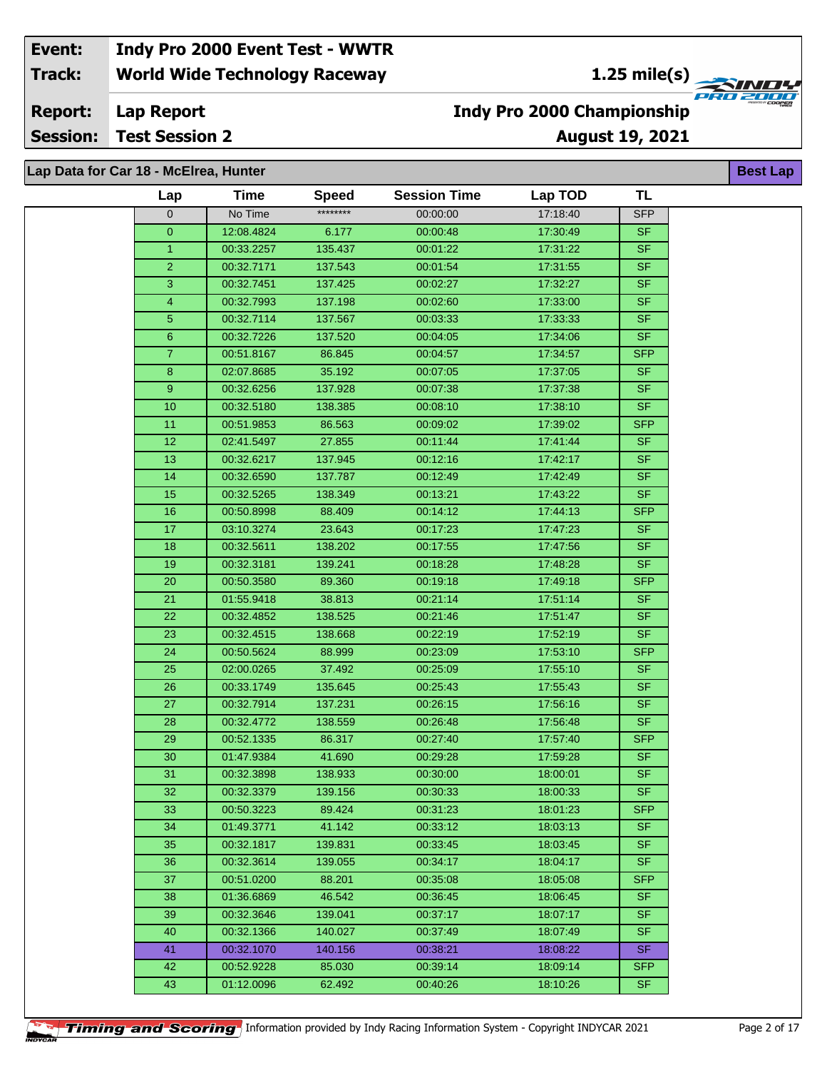| Event: | Indy Pro 2000 Event Test - WWTR | |
|---|---|---|
| Track: | World Wide Technology Raceway | 1.25 mile(s) |
| Report: | Lap Report | Indy Pro 2000 Championship |
| Session: | Test Session 2 | August 19, 2021 |

**Lap Data for Car 18 - McElrea, Hunter**

Best Lap

| Lap | Time | Speed | Session Time | Lap TOD | TL |
|---|---|---|---|---|---|
| 0 | No Time | ******** | 00:00:00 | 17:18:40 | SFP |
| 0 | 12:08.4824 | 6.177 | 00:00:48 | 17:30:49 | SF |
| 1 | 00:33.2257 | 135.437 | 00:01:22 | 17:31:22 | SF |
| 2 | 00:32.7171 | 137.543 | 00:01:54 | 17:31:55 | SF |
| 3 | 00:32.7451 | 137.425 | 00:02:27 | 17:32:27 | SF |
| 4 | 00:32.7993 | 137.198 | 00:02:60 | 17:33:00 | SF |
| 5 | 00:32.7114 | 137.567 | 00:03:33 | 17:33:33 | SF |
| 6 | 00:32.7226 | 137.520 | 00:04:05 | 17:34:06 | SF |
| 7 | 00:51.8167 | 86.845 | 00:04:57 | 17:34:57 | SFP |
| 8 | 02:07.8685 | 35.192 | 00:07:05 | 17:37:05 | SF |
| 9 | 00:32.6256 | 137.928 | 00:07:38 | 17:37:38 | SF |
| 10 | 00:32.5180 | 138.385 | 00:08:10 | 17:38:10 | SF |
| 11 | 00:51.9853 | 86.563 | 00:09:02 | 17:39:02 | SFP |
| 12 | 02:41.5497 | 27.855 | 00:11:44 | 17:41:44 | SF |
| 13 | 00:32.6217 | 137.945 | 00:12:16 | 17:42:17 | SF |
| 14 | 00:32.6590 | 137.787 | 00:12:49 | 17:42:49 | SF |
| 15 | 00:32.5265 | 138.349 | 00:13:21 | 17:43:22 | SF |
| 16 | 00:50.8998 | 88.409 | 00:14:12 | 17:44:13 | SFP |
| 17 | 03:10.3274 | 23.643 | 00:17:23 | 17:47:23 | SF |
| 18 | 00:32.5611 | 138.202 | 00:17:55 | 17:47:56 | SF |
| 19 | 00:32.3181 | 139.241 | 00:18:28 | 17:48:28 | SF |
| 20 | 00:50.3580 | 89.360 | 00:19:18 | 17:49:18 | SFP |
| 21 | 01:55.9418 | 38.813 | 00:21:14 | 17:51:14 | SF |
| 22 | 00:32.4852 | 138.525 | 00:21:46 | 17:51:47 | SF |
| 23 | 00:32.4515 | 138.668 | 00:22:19 | 17:52:19 | SF |
| 24 | 00:50.5624 | 88.999 | 00:23:09 | 17:53:10 | SFP |
| 25 | 02:00.0265 | 37.492 | 00:25:09 | 17:55:10 | SF |
| 26 | 00:33.1749 | 135.645 | 00:25:43 | 17:55:43 | SF |
| 27 | 00:32.7914 | 137.231 | 00:26:15 | 17:56:16 | SF |
| 28 | 00:32.4772 | 138.559 | 00:26:48 | 17:56:48 | SF |
| 29 | 00:52.1335 | 86.317 | 00:27:40 | 17:57:40 | SFP |
| 30 | 01:47.9384 | 41.690 | 00:29:28 | 17:59:28 | SF |
| 31 | 00:32.3898 | 138.933 | 00:30:00 | 18:00:01 | SF |
| 32 | 00:32.3379 | 139.156 | 00:30:33 | 18:00:33 | SF |
| 33 | 00:50.3223 | 89.424 | 00:31:23 | 18:01:23 | SFP |
| 34 | 01:49.3771 | 41.142 | 00:33:12 | 18:03:13 | SF |
| 35 | 00:32.1817 | 139.831 | 00:33:45 | 18:03:45 | SF |
| 36 | 00:32.3614 | 139.055 | 00:34:17 | 18:04:17 | SF |
| 37 | 00:51.0200 | 88.201 | 00:35:08 | 18:05:08 | SFP |
| 38 | 01:36.6869 | 46.542 | 00:36:45 | 18:06:45 | SF |
| 39 | 00:32.3646 | 139.041 | 00:37:17 | 18:07:17 | SF |
| 40 | 00:32.1366 | 140.027 | 00:37:49 | 18:07:49 | SF |
| 41 | 00:32.1070 | 140.156 | 00:38:21 | 18:08:22 | SF |
| 42 | 00:52.9228 | 85.030 | 00:39:14 | 18:09:14 | SFP |
| 43 | 01:12.0096 | 62.492 | 00:40:26 | 18:10:26 | SF |

Timing and Scoring Information provided by Indy Racing Information System - Copyright INDYCAR 2021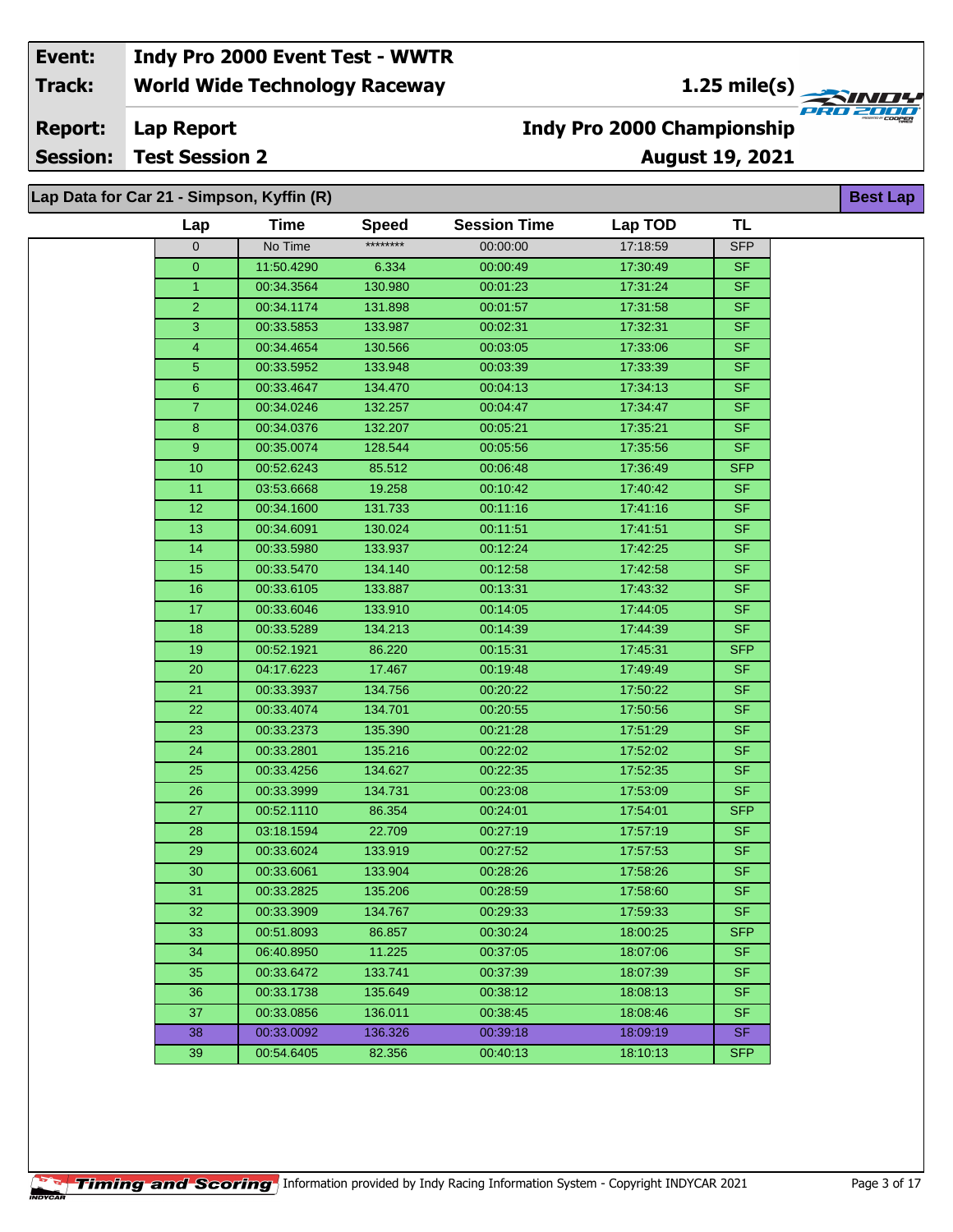| Event: | Indy Pro 2000 Event Test - WWTR | |
|---|---|---|
| Track: | World Wide Technology Raceway | 1.25 mile(s) |
| Report: | Lap Report | Indy Pro 2000 Championship |
| Session: | Test Session 2 | August 19, 2021 |

## Lap Data for Car 21 - Simpson, Kyffin (R)

**Best Lap**

| Lap | Time | Speed | Session Time | Lap TOD | TL |
|---|---|---|---|---|---|
| 0 | No Time | ******** | 00:00:00 | 17:18:59 | SFP |
| 0 | 11:50.4290 | 6.334 | 00:00:49 | 17:30:49 | SF |
| 1 | 00:34.3564 | 130.980 | 00:01:23 | 17:31:24 | SF |
| 2 | 00:34.1174 | 131.898 | 00:01:57 | 17:31:58 | SF |
| 3 | 00:33.5853 | 133.987 | 00:02:31 | 17:32:31 | SF |
| 4 | 00:34.4654 | 130.566 | 00:03:05 | 17:33:06 | SF |
| 5 | 00:33.5952 | 133.948 | 00:03:39 | 17:33:39 | SF |
| 6 | 00:33.4647 | 134.470 | 00:04:13 | 17:34:13 | SF |
| 7 | 00:34.0246 | 132.257 | 00:04:47 | 17:34:47 | SF |
| 8 | 00:34.0376 | 132.207 | 00:05:21 | 17:35:21 | SF |
| 9 | 00:35.0074 | 128.544 | 00:05:56 | 17:35:56 | SF |
| 10 | 00:52.6243 | 85.512 | 00:06:48 | 17:36:49 | SFP |
| 11 | 03:53.6668 | 19.258 | 00:10:42 | 17:40:42 | SF |
| 12 | 00:34.1600 | 131.733 | 00:11:16 | 17:41:16 | SF |
| 13 | 00:34.6091 | 130.024 | 00:11:51 | 17:41:51 | SF |
| 14 | 00:33.5980 | 133.937 | 00:12:24 | 17:42:25 | SF |
| 15 | 00:33.5470 | 134.140 | 00:12:58 | 17:42:58 | SF |
| 16 | 00:33.6105 | 133.887 | 00:13:31 | 17:43:32 | SF |
| 17 | 00:33.6046 | 133.910 | 00:14:05 | 17:44:05 | SF |
| 18 | 00:33.5289 | 134.213 | 00:14:39 | 17:44:39 | SF |
| 19 | 00:52.1921 | 86.220 | 00:15:31 | 17:45:31 | SFP |
| 20 | 04:17.6223 | 17.467 | 00:19:48 | 17:49:49 | SF |
| 21 | 00:33.3937 | 134.756 | 00:20:22 | 17:50:22 | SF |
| 22 | 00:33.4074 | 134.701 | 00:20:55 | 17:50:56 | SF |
| 23 | 00:33.2373 | 135.390 | 00:21:28 | 17:51:29 | SF |
| 24 | 00:33.2801 | 135.216 | 00:22:02 | 17:52:02 | SF |
| 25 | 00:33.4256 | 134.627 | 00:22:35 | 17:52:35 | SF |
| 26 | 00:33.3999 | 134.731 | 00:23:08 | 17:53:09 | SF |
| 27 | 00:52.1110 | 86.354 | 00:24:01 | 17:54:01 | SFP |
| 28 | 03:18.1594 | 22.709 | 00:27:19 | 17:57:19 | SF |
| 29 | 00:33.6024 | 133.919 | 00:27:52 | 17:57:53 | SF |
| 30 | 00:33.6061 | 133.904 | 00:28:26 | 17:58:26 | SF |
| 31 | 00:33.2825 | 135.206 | 00:28:59 | 17:58:60 | SF |
| 32 | 00:33.3909 | 134.767 | 00:29:33 | 17:59:33 | SF |
| 33 | 00:51.8093 | 86.857 | 00:30:24 | 18:00:25 | SFP |
| 34 | 06:40.8950 | 11.225 | 00:37:05 | 18:07:06 | SF |
| 35 | 00:33.6472 | 133.741 | 00:37:39 | 18:07:39 | SF |
| 36 | 00:33.1738 | 135.649 | 00:38:12 | 18:08:13 | SF |
| 37 | 00:33.0856 | 136.011 | 00:38:45 | 18:08:46 | SF |
| 38 | 00:33.0092 | 136.326 | 00:39:18 | 18:09:19 | SF |
| 39 | 00:54.6405 | 82.356 | 00:40:13 | 18:10:13 | SFP |

Timing and Scoring Information provided by Indy Racing Information System - Copyright INDYCAR 2021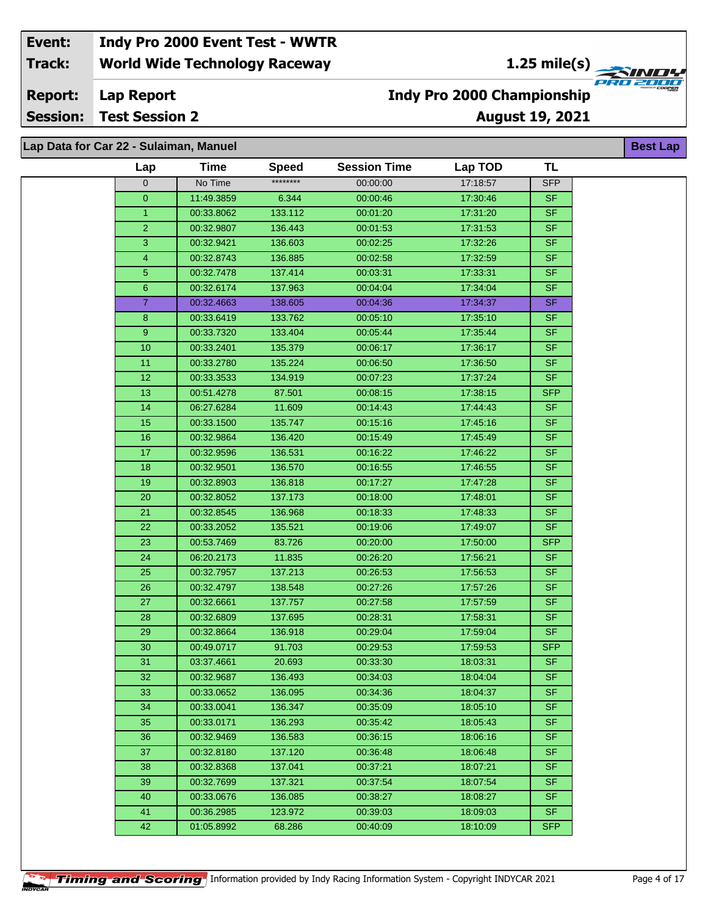| **Event:** | **Indy Pro 2000 Event Test - WWTR** | |
|---|---|---|
| **Track:** | **World Wide Technology Raceway** | **1.25 mile(s)** |
| **Report:** | **Lap Report** | **Indy Pro 2000 Championship** |
| **Session:** | **Test Session 2** | **August 19, 2021** |

**Lap Data for Car 22 - Sulaiman, Manuel** — **Best Lap**

| Lap | Time | Speed | Session Time | Lap TOD | TL |
|---|---|---|---|---|---|
| 0 | No Time | ******** | 00:00:00 | 17:18:57 | SFP |
| 0 | 11:49.3859 | 6.344 | 00:00:46 | 17:30:46 | SF |
| 1 | 00:33.8062 | 133.112 | 00:01:20 | 17:31:20 | SF |
| 2 | 00:32.9807 | 136.443 | 00:01:53 | 17:31:53 | SF |
| 3 | 00:32.9421 | 136.603 | 00:02:25 | 17:32:26 | SF |
| 4 | 00:32.8743 | 136.885 | 00:02:58 | 17:32:59 | SF |
| 5 | 00:32.7478 | 137.414 | 00:03:31 | 17:33:31 | SF |
| 6 | 00:32.6174 | 137.963 | 00:04:04 | 17:34:04 | SF |
| 7 | 00:32.4663 | 138.605 | 00:04:36 | 17:34:37 | SF |
| 8 | 00:33.6419 | 133.762 | 00:05:10 | 17:35:10 | SF |
| 9 | 00:33.7320 | 133.404 | 00:05:44 | 17:35:44 | SF |
| 10 | 00:33.2401 | 135.379 | 00:06:17 | 17:36:17 | SF |
| 11 | 00:33.2780 | 135.224 | 00:06:50 | 17:36:50 | SF |
| 12 | 00:33.3533 | 134.919 | 00:07:23 | 17:37:24 | SF |
| 13 | 00:51.4278 | 87.501 | 00:08:15 | 17:38:15 | SFP |
| 14 | 06:27.6284 | 11.609 | 00:14:43 | 17:44:43 | SF |
| 15 | 00:33.1500 | 135.747 | 00:15:16 | 17:45:16 | SF |
| 16 | 00:32.9864 | 136.420 | 00:15:49 | 17:45:49 | SF |
| 17 | 00:32.9596 | 136.531 | 00:16:22 | 17:46:22 | SF |
| 18 | 00:32.9501 | 136.570 | 00:16:55 | 17:46:55 | SF |
| 19 | 00:32.8903 | 136.818 | 00:17:27 | 17:47:28 | SF |
| 20 | 00:32.8052 | 137.173 | 00:18:00 | 17:48:01 | SF |
| 21 | 00:32.8545 | 136.968 | 00:18:33 | 17:48:33 | SF |
| 22 | 00:33.2052 | 135.521 | 00:19:06 | 17:49:07 | SF |
| 23 | 00:53.7469 | 83.726 | 00:20:00 | 17:50:00 | SFP |
| 24 | 06:20.2173 | 11.835 | 00:26:20 | 17:56:21 | SF |
| 25 | 00:32.7957 | 137.213 | 00:26:53 | 17:56:53 | SF |
| 26 | 00:32.4797 | 138.548 | 00:27:26 | 17:57:26 | SF |
| 27 | 00:32.6661 | 137.757 | 00:27:58 | 17:57:59 | SF |
| 28 | 00:32.6809 | 137.695 | 00:28:31 | 17:58:31 | SF |
| 29 | 00:32.8664 | 136.918 | 00:29:04 | 17:59:04 | SF |
| 30 | 00:49.0717 | 91.703 | 00:29:53 | 17:59:53 | SFP |
| 31 | 03:37.4661 | 20.693 | 00:33:30 | 18:03:31 | SF |
| 32 | 00:32.9687 | 136.493 | 00:34:03 | 18:04:04 | SF |
| 33 | 00:33.0652 | 136.095 | 00:34:36 | 18:04:37 | SF |
| 34 | 00:33.0041 | 136.347 | 00:35:09 | 18:05:10 | SF |
| 35 | 00:33.0171 | 136.293 | 00:35:42 | 18:05:43 | SF |
| 36 | 00:32.9469 | 136.583 | 00:36:15 | 18:06:16 | SF |
| 37 | 00:32.8180 | 137.120 | 00:36:48 | 18:06:48 | SF |
| 38 | 00:32.8368 | 137.041 | 00:37:21 | 18:07:21 | SF |
| 39 | 00:32.7699 | 137.321 | 00:37:54 | 18:07:54 | SF |
| 40 | 00:33.0676 | 136.085 | 00:38:27 | 18:08:27 | SF |
| 41 | 00:36.2985 | 123.972 | 00:39:03 | 18:09:03 | SF |
| 42 | 01:05.8992 | 68.286 | 00:40:09 | 18:10:09 | SFP |

Timing and Scoring Information provided by Indy Racing Information System - Copyright INDYCAR 2021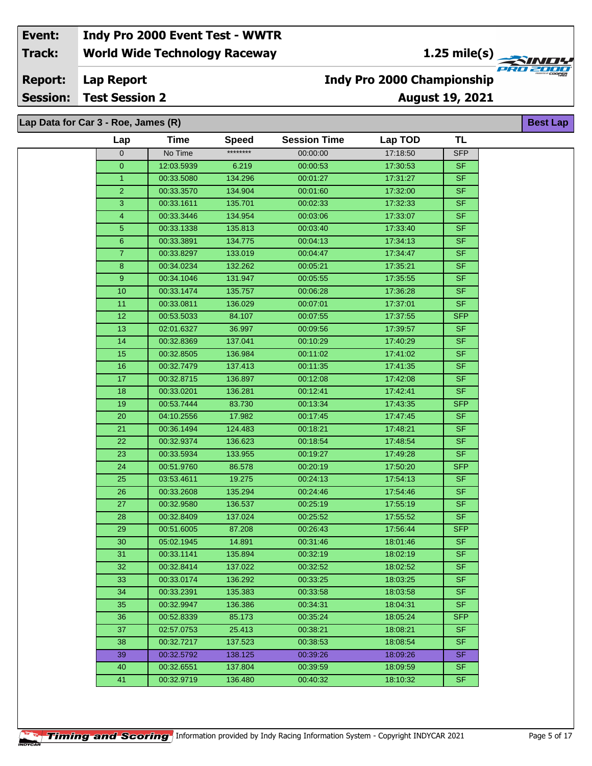| Event: | Indy Pro 2000 Event Test - WWTR | |
|---|---|---|
| Track: | World Wide Technology Raceway | 1.25 mile(s) |
| Report: | Lap Report | Indy Pro 2000 Championship |
| Session: | Test Session 2 | August 19, 2021 |

**Lap Data for Car 3 - Roe, James (R)** — Best Lap

| Lap | Time | Speed | Session Time | Lap TOD | TL |
|---|---|---|---|---|---|
| 0 | No Time | ******** | 00:00:00 | 17:18:50 | SFP |
| 0 | 12:03.5939 | 6.219 | 00:00:53 | 17:30:53 | SF |
| 1 | 00:33.5080 | 134.296 | 00:01:27 | 17:31:27 | SF |
| 2 | 00:33.3570 | 134.904 | 00:01:60 | 17:32:00 | SF |
| 3 | 00:33.1611 | 135.701 | 00:02:33 | 17:32:33 | SF |
| 4 | 00:33.3446 | 134.954 | 00:03:06 | 17:33:07 | SF |
| 5 | 00:33.1338 | 135.813 | 00:03:40 | 17:33:40 | SF |
| 6 | 00:33.3891 | 134.775 | 00:04:13 | 17:34:13 | SF |
| 7 | 00:33.8297 | 133.019 | 00:04:47 | 17:34:47 | SF |
| 8 | 00:34.0234 | 132.262 | 00:05:21 | 17:35:21 | SF |
| 9 | 00:34.1046 | 131.947 | 00:05:55 | 17:35:55 | SF |
| 10 | 00:33.1474 | 135.757 | 00:06:28 | 17:36:28 | SF |
| 11 | 00:33.0811 | 136.029 | 00:07:01 | 17:37:01 | SF |
| 12 | 00:53.5033 | 84.107 | 00:07:55 | 17:37:55 | SFP |
| 13 | 02:01.6327 | 36.997 | 00:09:56 | 17:39:57 | SF |
| 14 | 00:32.8369 | 137.041 | 00:10:29 | 17:40:29 | SF |
| 15 | 00:32.8505 | 136.984 | 00:11:02 | 17:41:02 | SF |
| 16 | 00:32.7479 | 137.413 | 00:11:35 | 17:41:35 | SF |
| 17 | 00:32.8715 | 136.897 | 00:12:08 | 17:42:08 | SF |
| 18 | 00:33.0201 | 136.281 | 00:12:41 | 17:42:41 | SF |
| 19 | 00:53.7444 | 83.730 | 00:13:34 | 17:43:35 | SFP |
| 20 | 04:10.2556 | 17.982 | 00:17:45 | 17:47:45 | SF |
| 21 | 00:36.1494 | 124.483 | 00:18:21 | 17:48:21 | SF |
| 22 | 00:32.9374 | 136.623 | 00:18:54 | 17:48:54 | SF |
| 23 | 00:33.5934 | 133.955 | 00:19:27 | 17:49:28 | SF |
| 24 | 00:51.9760 | 86.578 | 00:20:19 | 17:50:20 | SFP |
| 25 | 03:53.4611 | 19.275 | 00:24:13 | 17:54:13 | SF |
| 26 | 00:33.2608 | 135.294 | 00:24:46 | 17:54:46 | SF |
| 27 | 00:32.9580 | 136.537 | 00:25:19 | 17:55:19 | SF |
| 28 | 00:32.8409 | 137.024 | 00:25:52 | 17:55:52 | SF |
| 29 | 00:51.6005 | 87.208 | 00:26:43 | 17:56:44 | SFP |
| 30 | 05:02.1945 | 14.891 | 00:31:46 | 18:01:46 | SF |
| 31 | 00:33.1141 | 135.894 | 00:32:19 | 18:02:19 | SF |
| 32 | 00:32.8414 | 137.022 | 00:32:52 | 18:02:52 | SF |
| 33 | 00:33.0174 | 136.292 | 00:33:25 | 18:03:25 | SF |
| 34 | 00:33.2391 | 135.383 | 00:33:58 | 18:03:58 | SF |
| 35 | 00:32.9947 | 136.386 | 00:34:31 | 18:04:31 | SF |
| 36 | 00:52.8339 | 85.173 | 00:35:24 | 18:05:24 | SFP |
| 37 | 02:57.0753 | 25.413 | 00:38:21 | 18:08:21 | SF |
| 38 | 00:32.7217 | 137.523 | 00:38:53 | 18:08:54 | SF |
| 39 | 00:32.5792 | 138.125 | 00:39:26 | 18:09:26 | SF |
| 40 | 00:32.6551 | 137.804 | 00:39:59 | 18:09:59 | SF |
| 41 | 00:32.9719 | 136.480 | 00:40:32 | 18:10:32 | SF |

Timing and Scoring — Information provided by Indy Racing Information System - Copyright INDYCAR 2021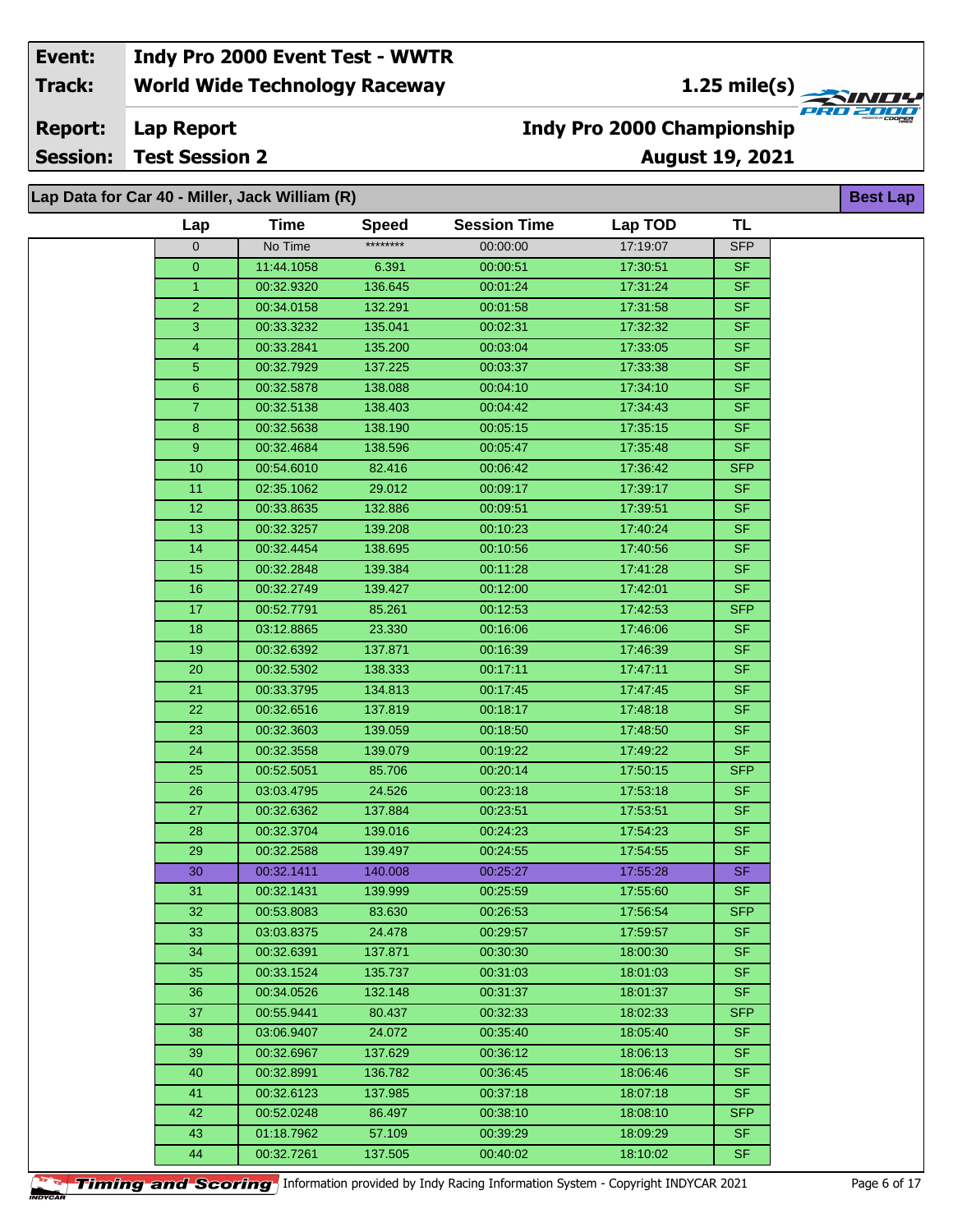**Event:** Indy Pro 2000 Event Test - WWTR
**Track:** World Wide Technology Raceway — 1.25 mile(s)
**Report:** Lap Report — Indy Pro 2000 Championship
**Session:** Test Session 2 — August 19, 2021

## Lap Data for Car 40 - Miller, Jack William (R)

Best Lap

| Lap | Time | Speed | Session Time | Lap TOD | TL |
|---|---|---|---|---|---|
| 0 | No Time | ******** | 00:00:00 | 17:19:07 | SFP |
| 0 | 11:44.1058 | 6.391 | 00:00:51 | 17:30:51 | SF |
| 1 | 00:32.9320 | 136.645 | 00:01:24 | 17:31:24 | SF |
| 2 | 00:34.0158 | 132.291 | 00:01:58 | 17:31:58 | SF |
| 3 | 00:33.3232 | 135.041 | 00:02:31 | 17:32:32 | SF |
| 4 | 00:33.2841 | 135.200 | 00:03:04 | 17:33:05 | SF |
| 5 | 00:32.7929 | 137.225 | 00:03:37 | 17:33:38 | SF |
| 6 | 00:32.5878 | 138.088 | 00:04:10 | 17:34:10 | SF |
| 7 | 00:32.5138 | 138.403 | 00:04:42 | 17:34:43 | SF |
| 8 | 00:32.5638 | 138.190 | 00:05:15 | 17:35:15 | SF |
| 9 | 00:32.4684 | 138.596 | 00:05:47 | 17:35:48 | SF |
| 10 | 00:54.6010 | 82.416 | 00:06:42 | 17:36:42 | SFP |
| 11 | 02:35.1062 | 29.012 | 00:09:17 | 17:39:17 | SF |
| 12 | 00:33.8635 | 132.886 | 00:09:51 | 17:39:51 | SF |
| 13 | 00:32.3257 | 139.208 | 00:10:23 | 17:40:24 | SF |
| 14 | 00:32.4454 | 138.695 | 00:10:56 | 17:40:56 | SF |
| 15 | 00:32.2848 | 139.384 | 00:11:28 | 17:41:28 | SF |
| 16 | 00:32.2749 | 139.427 | 00:12:00 | 17:42:01 | SF |
| 17 | 00:52.7791 | 85.261 | 00:12:53 | 17:42:53 | SFP |
| 18 | 03:12.8865 | 23.330 | 00:16:06 | 17:46:06 | SF |
| 19 | 00:32.6392 | 137.871 | 00:16:39 | 17:46:39 | SF |
| 20 | 00:32.5302 | 138.333 | 00:17:11 | 17:47:11 | SF |
| 21 | 00:33.3795 | 134.813 | 00:17:45 | 17:47:45 | SF |
| 22 | 00:32.6516 | 137.819 | 00:18:17 | 17:48:18 | SF |
| 23 | 00:32.3603 | 139.059 | 00:18:50 | 17:48:50 | SF |
| 24 | 00:32.3558 | 139.079 | 00:19:22 | 17:49:22 | SF |
| 25 | 00:52.5051 | 85.706 | 00:20:14 | 17:50:15 | SFP |
| 26 | 03:03.4795 | 24.526 | 00:23:18 | 17:53:18 | SF |
| 27 | 00:32.6362 | 137.884 | 00:23:51 | 17:53:51 | SF |
| 28 | 00:32.3704 | 139.016 | 00:24:23 | 17:54:23 | SF |
| 29 | 00:32.2588 | 139.497 | 00:24:55 | 17:54:55 | SF |
| 30 | 00:32.1411 | 140.008 | 00:25:27 | 17:55:28 | SF |
| 31 | 00:32.1431 | 139.999 | 00:25:59 | 17:55:60 | SF |
| 32 | 00:53.8083 | 83.630 | 00:26:53 | 17:56:54 | SFP |
| 33 | 03:03.8375 | 24.478 | 00:29:57 | 17:59:57 | SF |
| 34 | 00:32.6391 | 137.871 | 00:30:30 | 18:00:30 | SF |
| 35 | 00:33.1524 | 135.737 | 00:31:03 | 18:01:03 | SF |
| 36 | 00:34.0526 | 132.148 | 00:31:37 | 18:01:37 | SF |
| 37 | 00:55.9441 | 80.437 | 00:32:33 | 18:02:33 | SFP |
| 38 | 03:06.9407 | 24.072 | 00:35:40 | 18:05:40 | SF |
| 39 | 00:32.6967 | 137.629 | 00:36:12 | 18:06:13 | SF |
| 40 | 00:32.8991 | 136.782 | 00:36:45 | 18:06:46 | SF |
| 41 | 00:32.6123 | 137.985 | 00:37:18 | 18:07:18 | SF |
| 42 | 00:52.0248 | 86.497 | 00:38:10 | 18:08:10 | SFP |
| 43 | 01:18.7962 | 57.109 | 00:39:29 | 18:09:29 | SF |
| 44 | 00:32.7261 | 137.505 | 00:40:02 | 18:10:02 | SF |

Information provided by Indy Racing Information System - Copyright INDYCAR 2021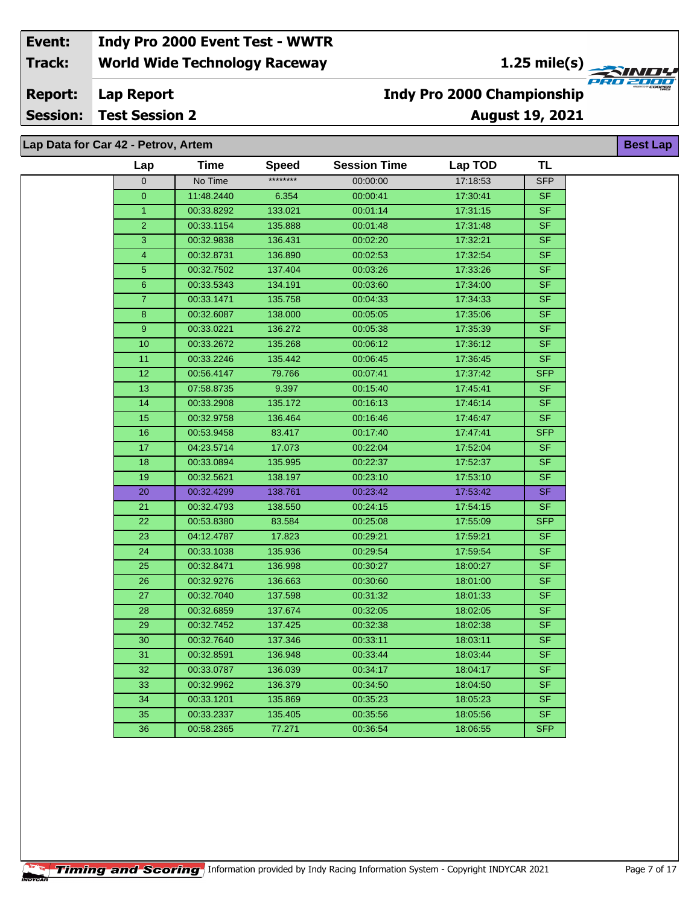| Event: | Indy Pro 2000 Event Test - WWTR | |
|---|---|---|
| Track: | World Wide Technology Raceway | 1.25 mile(s) |
| Report: | Lap Report | Indy Pro 2000 Championship |
| Session: | Test Session 2 | August 19, 2021 |

## Lap Data for Car 42 - Petrov, Artem

**Best Lap**

| Lap | Time | Speed | Session Time | Lap TOD | TL |
|---|---|---|---|---|---|
| 0 | No Time | ******** | 00:00:00 | 17:18:53 | SFP |
| 0 | 11:48.2440 | 6.354 | 00:00:41 | 17:30:41 | SF |
| 1 | 00:33.8292 | 133.021 | 00:01:14 | 17:31:15 | SF |
| 2 | 00:33.1154 | 135.888 | 00:01:48 | 17:31:48 | SF |
| 3 | 00:32.9838 | 136.431 | 00:02:20 | 17:32:21 | SF |
| 4 | 00:32.8731 | 136.890 | 00:02:53 | 17:32:54 | SF |
| 5 | 00:32.7502 | 137.404 | 00:03:26 | 17:33:26 | SF |
| 6 | 00:33.5343 | 134.191 | 00:03:60 | 17:34:00 | SF |
| 7 | 00:33.1471 | 135.758 | 00:04:33 | 17:34:33 | SF |
| 8 | 00:32.6087 | 138.000 | 00:05:05 | 17:35:06 | SF |
| 9 | 00:33.0221 | 136.272 | 00:05:38 | 17:35:39 | SF |
| 10 | 00:33.2672 | 135.268 | 00:06:12 | 17:36:12 | SF |
| 11 | 00:33.2246 | 135.442 | 00:06:45 | 17:36:45 | SF |
| 12 | 00:56.4147 | 79.766 | 00:07:41 | 17:37:42 | SFP |
| 13 | 07:58.8735 | 9.397 | 00:15:40 | 17:45:41 | SF |
| 14 | 00:33.2908 | 135.172 | 00:16:13 | 17:46:14 | SF |
| 15 | 00:32.9758 | 136.464 | 00:16:46 | 17:46:47 | SF |
| 16 | 00:53.9458 | 83.417 | 00:17:40 | 17:47:41 | SFP |
| 17 | 04:23.5714 | 17.073 | 00:22:04 | 17:52:04 | SF |
| 18 | 00:33.0894 | 135.995 | 00:22:37 | 17:52:37 | SF |
| 19 | 00:32.5621 | 138.197 | 00:23:10 | 17:53:10 | SF |
| 20 | 00:32.4299 | 138.761 | 00:23:42 | 17:53:42 | SF |
| 21 | 00:32.4793 | 138.550 | 00:24:15 | 17:54:15 | SF |
| 22 | 00:53.8380 | 83.584 | 00:25:08 | 17:55:09 | SFP |
| 23 | 04:12.4787 | 17.823 | 00:29:21 | 17:59:21 | SF |
| 24 | 00:33.1038 | 135.936 | 00:29:54 | 17:59:54 | SF |
| 25 | 00:32.8471 | 136.998 | 00:30:27 | 18:00:27 | SF |
| 26 | 00:32.9276 | 136.663 | 00:30:60 | 18:01:00 | SF |
| 27 | 00:32.7040 | 137.598 | 00:31:32 | 18:01:33 | SF |
| 28 | 00:32.6859 | 137.674 | 00:32:05 | 18:02:05 | SF |
| 29 | 00:32.7452 | 137.425 | 00:32:38 | 18:02:38 | SF |
| 30 | 00:32.7640 | 137.346 | 00:33:11 | 18:03:11 | SF |
| 31 | 00:32.8591 | 136.948 | 00:33:44 | 18:03:44 | SF |
| 32 | 00:33.0787 | 136.039 | 00:34:17 | 18:04:17 | SF |
| 33 | 00:32.9962 | 136.379 | 00:34:50 | 18:04:50 | SF |
| 34 | 00:33.1201 | 135.869 | 00:35:23 | 18:05:23 | SF |
| 35 | 00:33.2337 | 135.405 | 00:35:56 | 18:05:56 | SF |
| 36 | 00:58.2365 | 77.271 | 00:36:54 | 18:06:55 | SFP |

Timing and Scoring Information provided by Indy Racing Information System - Copyright INDYCAR 2021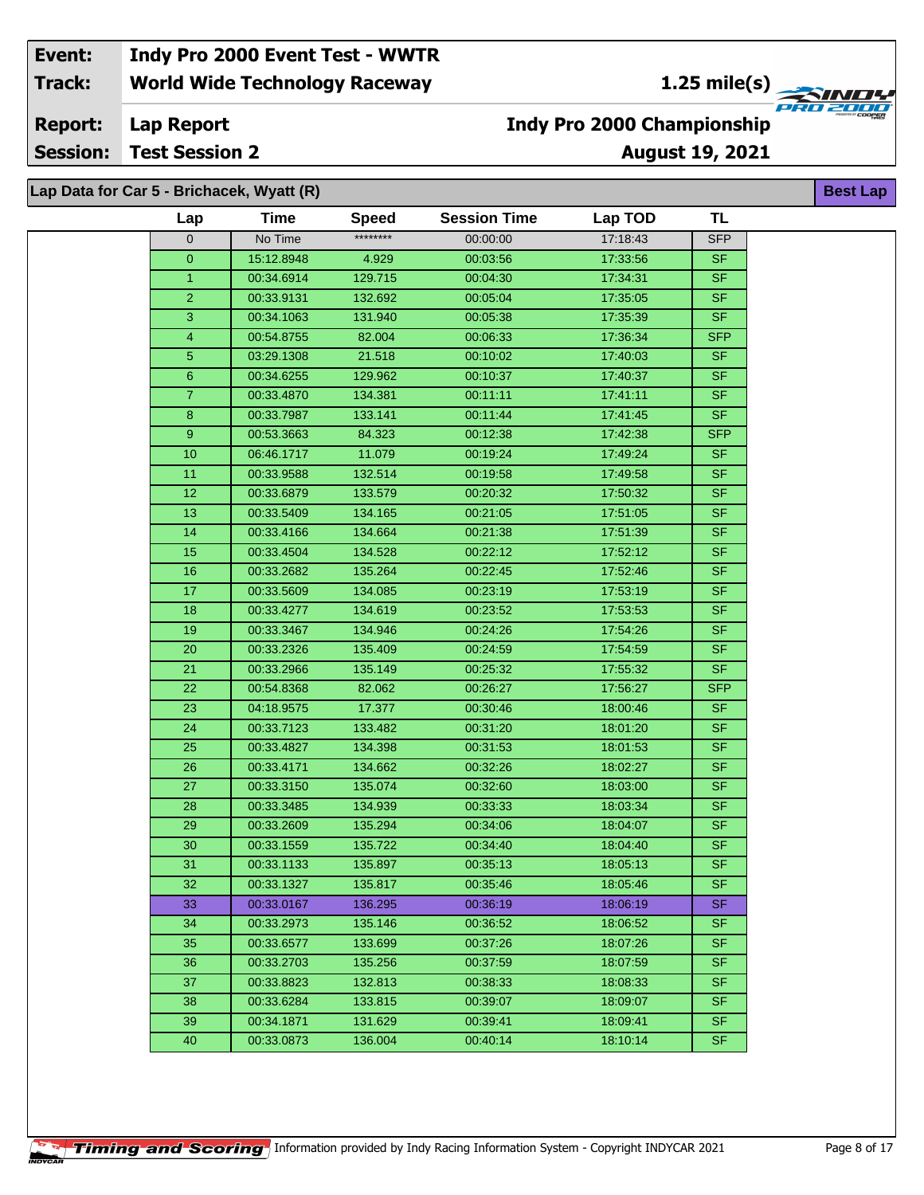| Event: | Indy Pro 2000 Event Test - WWTR | |
|---|---|---|
| Track: | World Wide Technology Raceway | 1.25 mile(s) |
| Report: | Lap Report | Indy Pro 2000 Championship |
| Session: | Test Session 2 | August 19, 2021 |

## Lap Data for Car 5 - Brichacek, Wyatt (R)

Best Lap

| Lap | Time | Speed | Session Time | Lap TOD | TL |
|---|---|---|---|---|---|
| 0 | No Time | ******** | 00:00:00 | 17:18:43 | SFP |
| 0 | 15:12.8948 | 4.929 | 00:03:56 | 17:33:56 | SF |
| 1 | 00:34.6914 | 129.715 | 00:04:30 | 17:34:31 | SF |
| 2 | 00:33.9131 | 132.692 | 00:05:04 | 17:35:05 | SF |
| 3 | 00:34.1063 | 131.940 | 00:05:38 | 17:35:39 | SF |
| 4 | 00:54.8755 | 82.004 | 00:06:33 | 17:36:34 | SFP |
| 5 | 03:29.1308 | 21.518 | 00:10:02 | 17:40:03 | SF |
| 6 | 00:34.6255 | 129.962 | 00:10:37 | 17:40:37 | SF |
| 7 | 00:33.4870 | 134.381 | 00:11:11 | 17:41:11 | SF |
| 8 | 00:33.7987 | 133.141 | 00:11:44 | 17:41:45 | SF |
| 9 | 00:53.3663 | 84.323 | 00:12:38 | 17:42:38 | SFP |
| 10 | 06:46.1717 | 11.079 | 00:19:24 | 17:49:24 | SF |
| 11 | 00:33.9588 | 132.514 | 00:19:58 | 17:49:58 | SF |
| 12 | 00:33.6879 | 133.579 | 00:20:32 | 17:50:32 | SF |
| 13 | 00:33.5409 | 134.165 | 00:21:05 | 17:51:05 | SF |
| 14 | 00:33.4166 | 134.664 | 00:21:38 | 17:51:39 | SF |
| 15 | 00:33.4504 | 134.528 | 00:22:12 | 17:52:12 | SF |
| 16 | 00:33.2682 | 135.264 | 00:22:45 | 17:52:46 | SF |
| 17 | 00:33.5609 | 134.085 | 00:23:19 | 17:53:19 | SF |
| 18 | 00:33.4277 | 134.619 | 00:23:52 | 17:53:53 | SF |
| 19 | 00:33.3467 | 134.946 | 00:24:26 | 17:54:26 | SF |
| 20 | 00:33.2326 | 135.409 | 00:24:59 | 17:54:59 | SF |
| 21 | 00:33.2966 | 135.149 | 00:25:32 | 17:55:32 | SF |
| 22 | 00:54.8368 | 82.062 | 00:26:27 | 17:56:27 | SFP |
| 23 | 04:18.9575 | 17.377 | 00:30:46 | 18:00:46 | SF |
| 24 | 00:33.7123 | 133.482 | 00:31:20 | 18:01:20 | SF |
| 25 | 00:33.4827 | 134.398 | 00:31:53 | 18:01:53 | SF |
| 26 | 00:33.4171 | 134.662 | 00:32:26 | 18:02:27 | SF |
| 27 | 00:33.3150 | 135.074 | 00:32:60 | 18:03:00 | SF |
| 28 | 00:33.3485 | 134.939 | 00:33:33 | 18:03:34 | SF |
| 29 | 00:33.2609 | 135.294 | 00:34:06 | 18:04:07 | SF |
| 30 | 00:33.1559 | 135.722 | 00:34:40 | 18:04:40 | SF |
| 31 | 00:33.1133 | 135.897 | 00:35:13 | 18:05:13 | SF |
| 32 | 00:33.1327 | 135.817 | 00:35:46 | 18:05:46 | SF |
| 33 | 00:33.0167 | 136.295 | 00:36:19 | 18:06:19 | SF |
| 34 | 00:33.2973 | 135.146 | 00:36:52 | 18:06:52 | SF |
| 35 | 00:33.6577 | 133.699 | 00:37:26 | 18:07:26 | SF |
| 36 | 00:33.2703 | 135.256 | 00:37:59 | 18:07:59 | SF |
| 37 | 00:33.8823 | 132.813 | 00:38:33 | 18:08:33 | SF |
| 38 | 00:33.6284 | 133.815 | 00:39:07 | 18:09:07 | SF |
| 39 | 00:34.1871 | 131.629 | 00:39:41 | 18:09:41 | SF |
| 40 | 00:33.0873 | 136.004 | 00:40:14 | 18:10:14 | SF |

Timing and Scoring Information provided by Indy Racing Information System - Copyright INDYCAR 2021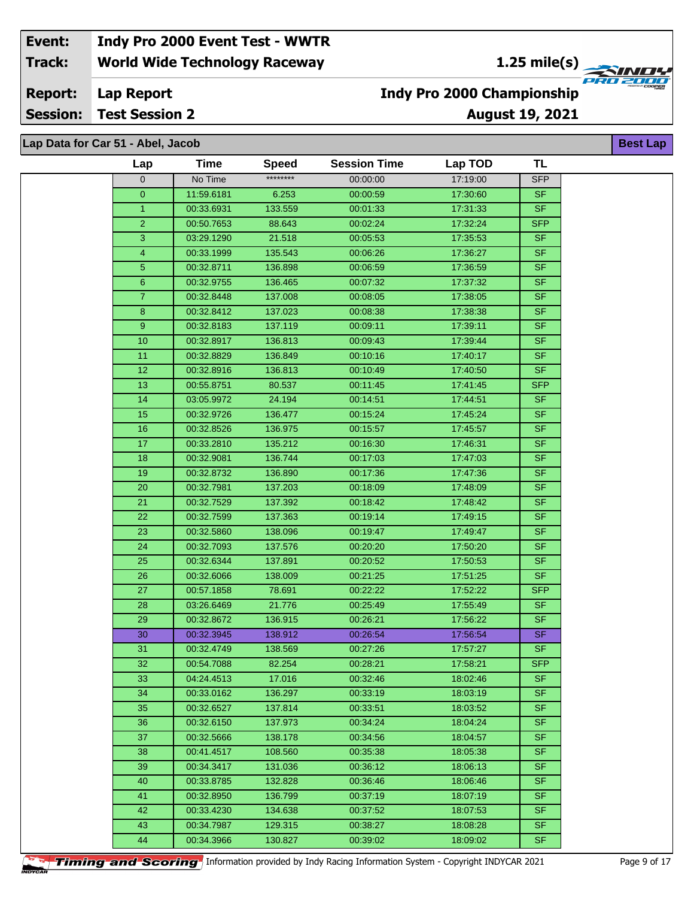| Event: | Indy Pro 2000 Event Test - WWTR | |
|---|---|---|
| Track: | World Wide Technology Raceway | 1.25 mile(s) |
| Report: | Lap Report | Indy Pro 2000 Championship |
| Session: | Test Session 2 | August 19, 2021 |

## Lap Data for Car 51 - Abel, Jacob

Best Lap

| Lap | Time | Speed | Session Time | Lap TOD | TL |
|---|---|---|---|---|---|
| 0 | No Time | ******** | 00:00:00 | 17:19:00 | SFP |
| 0 | 11:59.6181 | 6.253 | 00:00:59 | 17:30:60 | SF |
| 1 | 00:33.6931 | 133.559 | 00:01:33 | 17:31:33 | SF |
| 2 | 00:50.7653 | 88.643 | 00:02:24 | 17:32:24 | SFP |
| 3 | 03:29.1290 | 21.518 | 00:05:53 | 17:35:53 | SF |
| 4 | 00:33.1999 | 135.543 | 00:06:26 | 17:36:27 | SF |
| 5 | 00:32.8711 | 136.898 | 00:06:59 | 17:36:59 | SF |
| 6 | 00:32.9755 | 136.465 | 00:07:32 | 17:37:32 | SF |
| 7 | 00:32.8448 | 137.008 | 00:08:05 | 17:38:05 | SF |
| 8 | 00:32.8412 | 137.023 | 00:08:38 | 17:38:38 | SF |
| 9 | 00:32.8183 | 137.119 | 00:09:11 | 17:39:11 | SF |
| 10 | 00:32.8917 | 136.813 | 00:09:43 | 17:39:44 | SF |
| 11 | 00:32.8829 | 136.849 | 00:10:16 | 17:40:17 | SF |
| 12 | 00:32.8916 | 136.813 | 00:10:49 | 17:40:50 | SF |
| 13 | 00:55.8751 | 80.537 | 00:11:45 | 17:41:45 | SFP |
| 14 | 03:05.9972 | 24.194 | 00:14:51 | 17:44:51 | SF |
| 15 | 00:32.9726 | 136.477 | 00:15:24 | 17:45:24 | SF |
| 16 | 00:32.8526 | 136.975 | 00:15:57 | 17:45:57 | SF |
| 17 | 00:33.2810 | 135.212 | 00:16:30 | 17:46:31 | SF |
| 18 | 00:32.9081 | 136.744 | 00:17:03 | 17:47:03 | SF |
| 19 | 00:32.8732 | 136.890 | 00:17:36 | 17:47:36 | SF |
| 20 | 00:32.7981 | 137.203 | 00:18:09 | 17:48:09 | SF |
| 21 | 00:32.7529 | 137.392 | 00:18:42 | 17:48:42 | SF |
| 22 | 00:32.7599 | 137.363 | 00:19:14 | 17:49:15 | SF |
| 23 | 00:32.5860 | 138.096 | 00:19:47 | 17:49:47 | SF |
| 24 | 00:32.7093 | 137.576 | 00:20:20 | 17:50:20 | SF |
| 25 | 00:32.6344 | 137.891 | 00:20:52 | 17:50:53 | SF |
| 26 | 00:32.6066 | 138.009 | 00:21:25 | 17:51:25 | SF |
| 27 | 00:57.1858 | 78.691 | 00:22:22 | 17:52:22 | SFP |
| 28 | 03:26.6469 | 21.776 | 00:25:49 | 17:55:49 | SF |
| 29 | 00:32.8672 | 136.915 | 00:26:21 | 17:56:22 | SF |
| 30 | 00:32.3945 | 138.912 | 00:26:54 | 17:56:54 | SF |
| 31 | 00:32.4749 | 138.569 | 00:27:26 | 17:57:27 | SF |
| 32 | 00:54.7088 | 82.254 | 00:28:21 | 17:58:21 | SFP |
| 33 | 04:24.4513 | 17.016 | 00:32:46 | 18:02:46 | SF |
| 34 | 00:33.0162 | 136.297 | 00:33:19 | 18:03:19 | SF |
| 35 | 00:32.6527 | 137.814 | 00:33:51 | 18:03:52 | SF |
| 36 | 00:32.6150 | 137.973 | 00:34:24 | 18:04:24 | SF |
| 37 | 00:32.5666 | 138.178 | 00:34:56 | 18:04:57 | SF |
| 38 | 00:41.4517 | 108.560 | 00:35:38 | 18:05:38 | SF |
| 39 | 00:34.3417 | 131.036 | 00:36:12 | 18:06:13 | SF |
| 40 | 00:33.8785 | 132.828 | 00:36:46 | 18:06:46 | SF |
| 41 | 00:32.8950 | 136.799 | 00:37:19 | 18:07:19 | SF |
| 42 | 00:33.4230 | 134.638 | 00:37:52 | 18:07:53 | SF |
| 43 | 00:34.7987 | 129.315 | 00:38:27 | 18:08:28 | SF |
| 44 | 00:34.3966 | 130.827 | 00:39:02 | 18:09:02 | SF |

Timing and Scoring — Information provided by Indy Racing Information System - Copyright INDYCAR 2021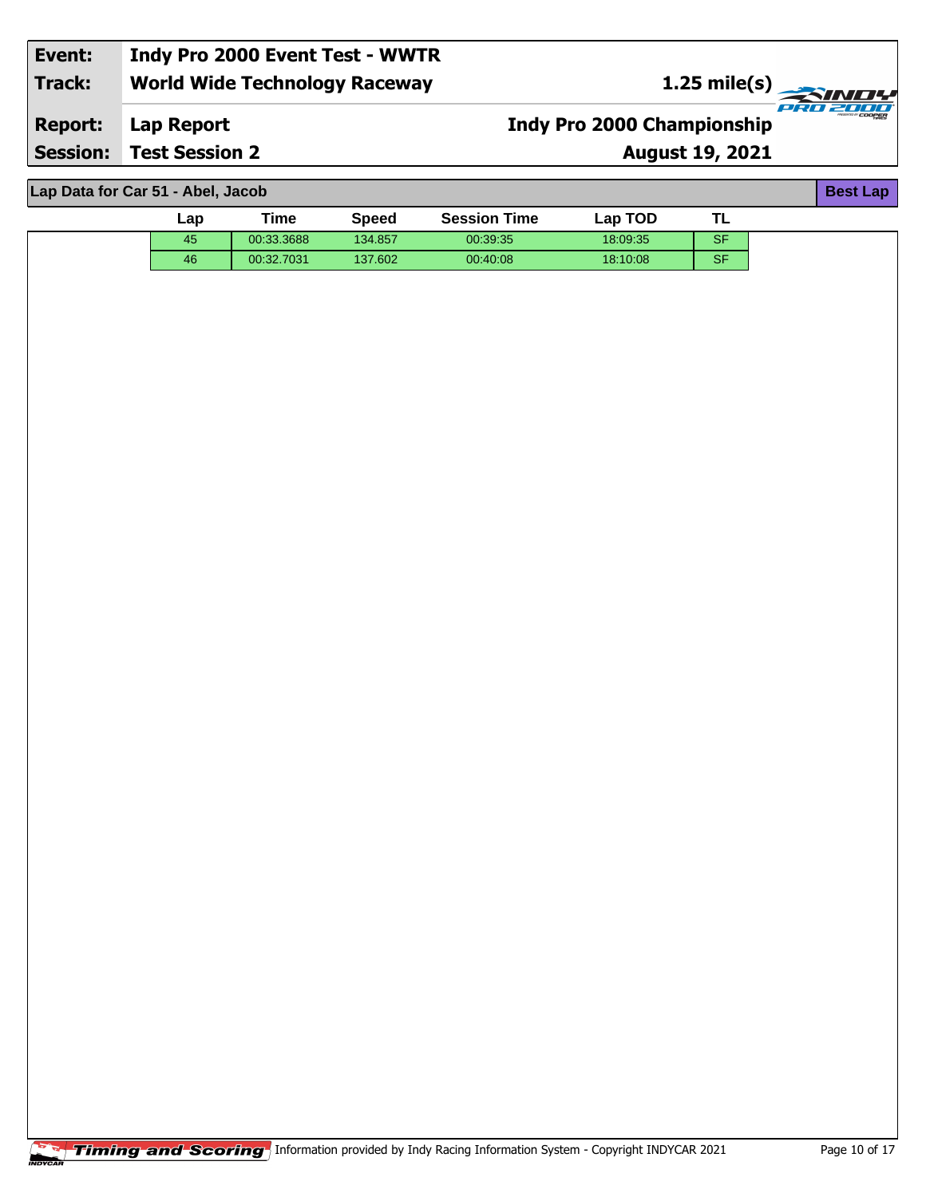| Event: | Indy Pro 2000 Event Test - WWTR | |
|---|---|---|
| Track: | World Wide Technology Raceway | 1.25 mile(s) |
| Report: | Lap Report | Indy Pro 2000 Championship |
| Session: | Test Session 2 | August 19, 2021 |

## Lap Data for Car 51 - Abel, Jacob

**Best Lap**

| Lap | Time | Speed | Session Time | Lap TOD | TL |
|---|---|---|---|---|---|
| 45 | 00:33.3688 | 134.857 | 00:39:35 | 18:09:35 | SF |
| 46 | 00:32.7031 | 137.602 | 00:40:08 | 18:10:08 | SF |

Timing and Scoring Information provided by Indy Racing Information System - Copyright INDYCAR 2021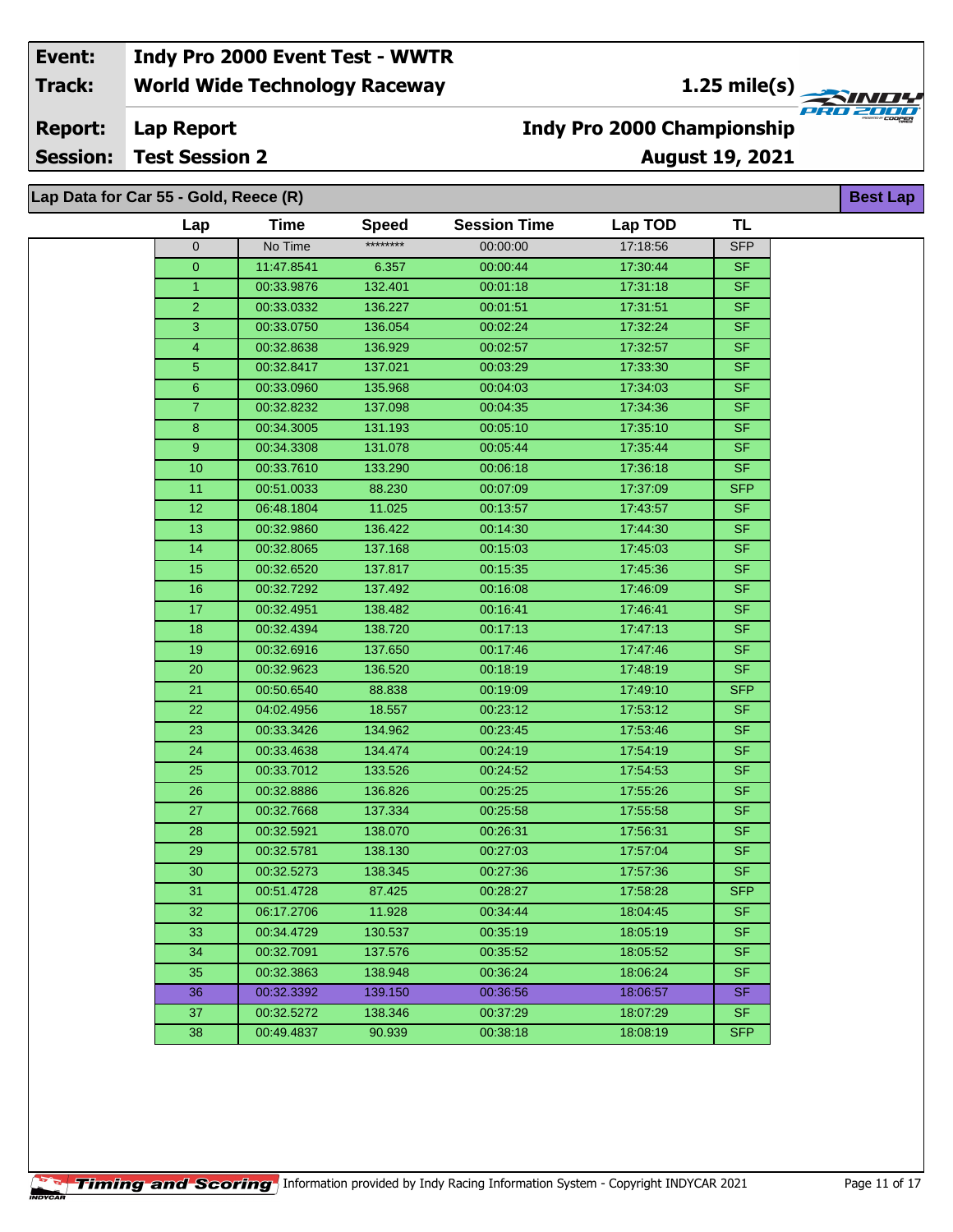| Event: | Indy Pro 2000 Event Test - WWTR | |
|---|---|---|
| Track: | World Wide Technology Raceway | 1.25 mile(s) |
| Report: | Lap Report | Indy Pro 2000 Championship |
| Session: | Test Session 2 | August 19, 2021 |

## Lap Data for Car 55 - Gold, Reece (R)

**Best Lap**

| Lap | Time | Speed | Session Time | Lap TOD | TL |
|---|---|---|---|---|---|
| 0 | No Time | ******** | 00:00:00 | 17:18:56 | SFP |
| 0 | 11:47.8541 | 6.357 | 00:00:44 | 17:30:44 | SF |
| 1 | 00:33.9876 | 132.401 | 00:01:18 | 17:31:18 | SF |
| 2 | 00:33.0332 | 136.227 | 00:01:51 | 17:31:51 | SF |
| 3 | 00:33.0750 | 136.054 | 00:02:24 | 17:32:24 | SF |
| 4 | 00:32.8638 | 136.929 | 00:02:57 | 17:32:57 | SF |
| 5 | 00:32.8417 | 137.021 | 00:03:29 | 17:33:30 | SF |
| 6 | 00:33.0960 | 135.968 | 00:04:03 | 17:34:03 | SF |
| 7 | 00:32.8232 | 137.098 | 00:04:35 | 17:34:36 | SF |
| 8 | 00:34.3005 | 131.193 | 00:05:10 | 17:35:10 | SF |
| 9 | 00:34.3308 | 131.078 | 00:05:44 | 17:35:44 | SF |
| 10 | 00:33.7610 | 133.290 | 00:06:18 | 17:36:18 | SF |
| 11 | 00:51.0033 | 88.230 | 00:07:09 | 17:37:09 | SFP |
| 12 | 06:48.1804 | 11.025 | 00:13:57 | 17:43:57 | SF |
| 13 | 00:32.9860 | 136.422 | 00:14:30 | 17:44:30 | SF |
| 14 | 00:32.8065 | 137.168 | 00:15:03 | 17:45:03 | SF |
| 15 | 00:32.6520 | 137.817 | 00:15:35 | 17:45:36 | SF |
| 16 | 00:32.7292 | 137.492 | 00:16:08 | 17:46:09 | SF |
| 17 | 00:32.4951 | 138.482 | 00:16:41 | 17:46:41 | SF |
| 18 | 00:32.4394 | 138.720 | 00:17:13 | 17:47:13 | SF |
| 19 | 00:32.6916 | 137.650 | 00:17:46 | 17:47:46 | SF |
| 20 | 00:32.9623 | 136.520 | 00:18:19 | 17:48:19 | SF |
| 21 | 00:50.6540 | 88.838 | 00:19:09 | 17:49:10 | SFP |
| 22 | 04:02.4956 | 18.557 | 00:23:12 | 17:53:12 | SF |
| 23 | 00:33.3426 | 134.962 | 00:23:45 | 17:53:46 | SF |
| 24 | 00:33.4638 | 134.474 | 00:24:19 | 17:54:19 | SF |
| 25 | 00:33.7012 | 133.526 | 00:24:52 | 17:54:53 | SF |
| 26 | 00:32.8886 | 136.826 | 00:25:25 | 17:55:26 | SF |
| 27 | 00:32.7668 | 137.334 | 00:25:58 | 17:55:58 | SF |
| 28 | 00:32.5921 | 138.070 | 00:26:31 | 17:56:31 | SF |
| 29 | 00:32.5781 | 138.130 | 00:27:03 | 17:57:04 | SF |
| 30 | 00:32.5273 | 138.345 | 00:27:36 | 17:57:36 | SF |
| 31 | 00:51.4728 | 87.425 | 00:28:27 | 17:58:28 | SFP |
| 32 | 06:17.2706 | 11.928 | 00:34:44 | 18:04:45 | SF |
| 33 | 00:34.4729 | 130.537 | 00:35:19 | 18:05:19 | SF |
| 34 | 00:32.7091 | 137.576 | 00:35:52 | 18:05:52 | SF |
| 35 | 00:32.3863 | 138.948 | 00:36:24 | 18:06:24 | SF |
| 36 | 00:32.3392 | 139.150 | 00:36:56 | 18:06:57 | SF |
| 37 | 00:32.5272 | 138.346 | 00:37:29 | 18:07:29 | SF |
| 38 | 00:49.4837 | 90.939 | 00:38:18 | 18:08:19 | SFP |

Timing and Scoring — Information provided by Indy Racing Information System - Copyright INDYCAR 2021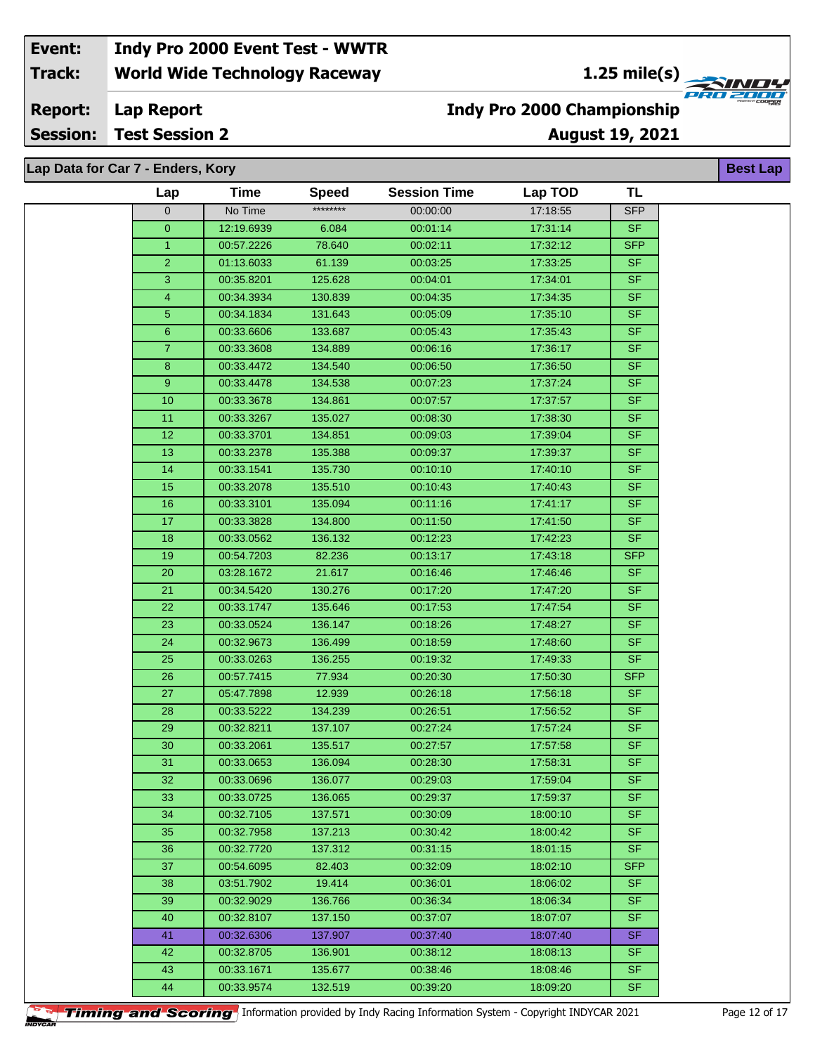| Event: | Indy Pro 2000 Event Test - WWTR | |
|---|---|---|
| Track: | World Wide Technology Raceway | 1.25 mile(s) |
| Report: | Lap Report | Indy Pro 2000 Championship |
| Session: | Test Session 2 | August 19, 2021 |

**Lap Data for Car 7 - Enders, Kory** — **Best Lap**

| Lap | Time | Speed | Session Time | Lap TOD | TL |
|---|---|---|---|---|---|
| 0 | No Time | ******** | 00:00:00 | 17:18:55 | SFP |
| 0 | 12:19.6939 | 6.084 | 00:01:14 | 17:31:14 | SF |
| 1 | 00:57.2226 | 78.640 | 00:02:11 | 17:32:12 | SFP |
| 2 | 01:13.6033 | 61.139 | 00:03:25 | 17:33:25 | SF |
| 3 | 00:35.8201 | 125.628 | 00:04:01 | 17:34:01 | SF |
| 4 | 00:34.3934 | 130.839 | 00:04:35 | 17:34:35 | SF |
| 5 | 00:34.1834 | 131.643 | 00:05:09 | 17:35:10 | SF |
| 6 | 00:33.6606 | 133.687 | 00:05:43 | 17:35:43 | SF |
| 7 | 00:33.3608 | 134.889 | 00:06:16 | 17:36:17 | SF |
| 8 | 00:33.4472 | 134.540 | 00:06:50 | 17:36:50 | SF |
| 9 | 00:33.4478 | 134.538 | 00:07:23 | 17:37:24 | SF |
| 10 | 00:33.3678 | 134.861 | 00:07:57 | 17:37:57 | SF |
| 11 | 00:33.3267 | 135.027 | 00:08:30 | 17:38:30 | SF |
| 12 | 00:33.3701 | 134.851 | 00:09:03 | 17:39:04 | SF |
| 13 | 00:33.2378 | 135.388 | 00:09:37 | 17:39:37 | SF |
| 14 | 00:33.1541 | 135.730 | 00:10:10 | 17:40:10 | SF |
| 15 | 00:33.2078 | 135.510 | 00:10:43 | 17:40:43 | SF |
| 16 | 00:33.3101 | 135.094 | 00:11:16 | 17:41:17 | SF |
| 17 | 00:33.3828 | 134.800 | 00:11:50 | 17:41:50 | SF |
| 18 | 00:33.0562 | 136.132 | 00:12:23 | 17:42:23 | SF |
| 19 | 00:54.7203 | 82.236 | 00:13:17 | 17:43:18 | SFP |
| 20 | 03:28.1672 | 21.617 | 00:16:46 | 17:46:46 | SF |
| 21 | 00:34.5420 | 130.276 | 00:17:20 | 17:47:20 | SF |
| 22 | 00:33.1747 | 135.646 | 00:17:53 | 17:47:54 | SF |
| 23 | 00:33.0524 | 136.147 | 00:18:26 | 17:48:27 | SF |
| 24 | 00:32.9673 | 136.499 | 00:18:59 | 17:48:60 | SF |
| 25 | 00:33.0263 | 136.255 | 00:19:32 | 17:49:33 | SF |
| 26 | 00:57.7415 | 77.934 | 00:20:30 | 17:50:30 | SFP |
| 27 | 05:47.7898 | 12.939 | 00:26:18 | 17:56:18 | SF |
| 28 | 00:33.5222 | 134.239 | 00:26:51 | 17:56:52 | SF |
| 29 | 00:32.8211 | 137.107 | 00:27:24 | 17:57:24 | SF |
| 30 | 00:33.2061 | 135.517 | 00:27:57 | 17:57:58 | SF |
| 31 | 00:33.0653 | 136.094 | 00:28:30 | 17:58:31 | SF |
| 32 | 00:33.0696 | 136.077 | 00:29:03 | 17:59:04 | SF |
| 33 | 00:33.0725 | 136.065 | 00:29:37 | 17:59:37 | SF |
| 34 | 00:32.7105 | 137.571 | 00:30:09 | 18:00:10 | SF |
| 35 | 00:32.7958 | 137.213 | 00:30:42 | 18:00:42 | SF |
| 36 | 00:32.7720 | 137.312 | 00:31:15 | 18:01:15 | SF |
| 37 | 00:54.6095 | 82.403 | 00:32:09 | 18:02:10 | SFP |
| 38 | 03:51.7902 | 19.414 | 00:36:01 | 18:06:02 | SF |
| 39 | 00:32.9029 | 136.766 | 00:36:34 | 18:06:34 | SF |
| 40 | 00:32.8107 | 137.150 | 00:37:07 | 18:07:07 | SF |
| 41 | 00:32.6306 | 137.907 | 00:37:40 | 18:07:40 | SF |
| 42 | 00:32.8705 | 136.901 | 00:38:12 | 18:08:13 | SF |
| 43 | 00:33.1671 | 135.677 | 00:38:46 | 18:08:46 | SF |
| 44 | 00:33.9574 | 132.519 | 00:39:20 | 18:09:20 | SF |

Timing and Scoring — Information provided by Indy Racing Information System - Copyright INDYCAR 2021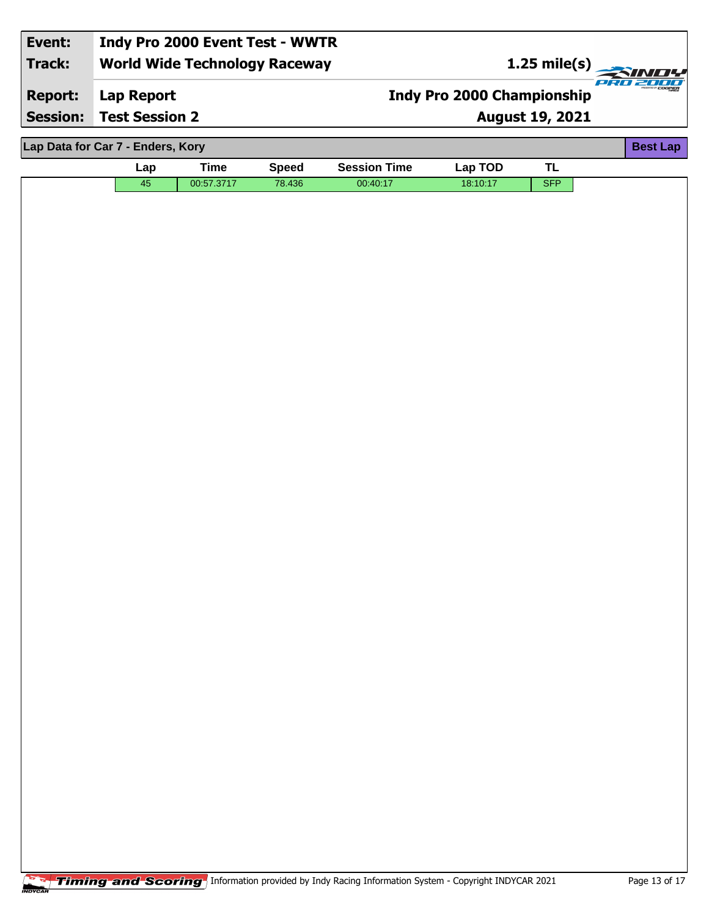| Event: | Indy Pro 2000 Event Test - WWTR | |
|---|---|---|
| Track: | World Wide Technology Raceway | 1.25 mile(s) |
| Report: | Lap Report | Indy Pro 2000 Championship |
| Session: | Test Session 2 | August 19, 2021 |

## Lap Data for Car 7 - Enders, Kory

**Best Lap**

| Lap | Time | Speed | Session Time | Lap TOD | TL |
|---|---|---|---|---|---|
| 45 | 00:57.3717 | 78.436 | 00:40:17 | 18:10:17 | SFP |

Timing and Scoring Information provided by Indy Racing Information System - Copyright INDYCAR 2021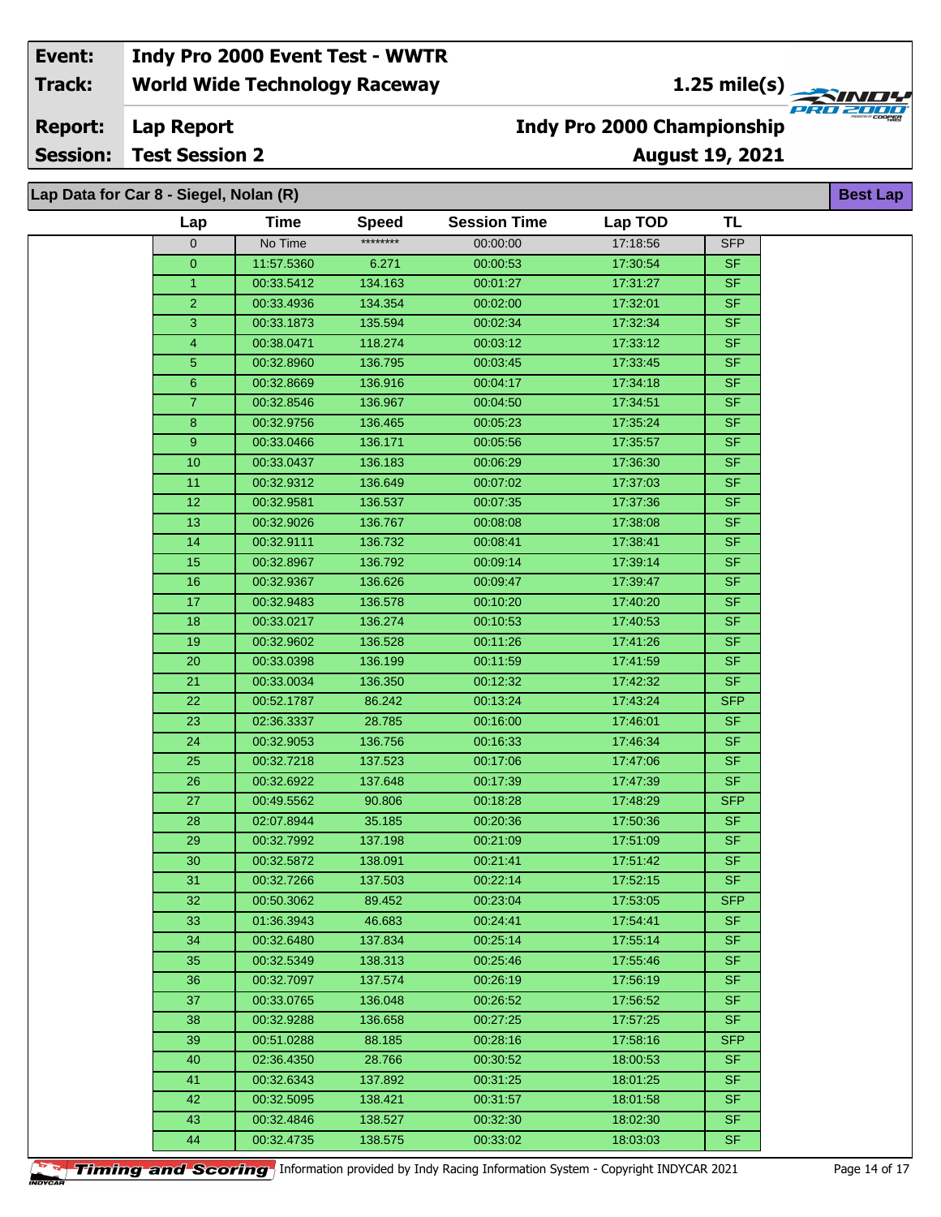| Event: | Indy Pro 2000 Event Test - WWTR | |
|---|---|---|
| Track: | World Wide Technology Raceway | 1.25 mile(s) |
| Report: | Lap Report | Indy Pro 2000 Championship |
| Session: | Test Session 2 | August 19, 2021 |

**Lap Data for Car 8 - Siegel, Nolan (R)** — Best Lap

| Lap | Time | Speed | Session Time | Lap TOD | TL |
|---|---|---|---|---|---|
| 0 | No Time | ******** | 00:00:00 | 17:18:56 | SFP |
| 0 | 11:57.5360 | 6.271 | 00:00:53 | 17:30:54 | SF |
| 1 | 00:33.5412 | 134.163 | 00:01:27 | 17:31:27 | SF |
| 2 | 00:33.4936 | 134.354 | 00:02:00 | 17:32:01 | SF |
| 3 | 00:33.1873 | 135.594 | 00:02:34 | 17:32:34 | SF |
| 4 | 00:38.0471 | 118.274 | 00:03:12 | 17:33:12 | SF |
| 5 | 00:32.8960 | 136.795 | 00:03:45 | 17:33:45 | SF |
| 6 | 00:32.8669 | 136.916 | 00:04:17 | 17:34:18 | SF |
| 7 | 00:32.8546 | 136.967 | 00:04:50 | 17:34:51 | SF |
| 8 | 00:32.9756 | 136.465 | 00:05:23 | 17:35:24 | SF |
| 9 | 00:33.0466 | 136.171 | 00:05:56 | 17:35:57 | SF |
| 10 | 00:33.0437 | 136.183 | 00:06:29 | 17:36:30 | SF |
| 11 | 00:32.9312 | 136.649 | 00:07:02 | 17:37:03 | SF |
| 12 | 00:32.9581 | 136.537 | 00:07:35 | 17:37:36 | SF |
| 13 | 00:32.9026 | 136.767 | 00:08:08 | 17:38:08 | SF |
| 14 | 00:32.9111 | 136.732 | 00:08:41 | 17:38:41 | SF |
| 15 | 00:32.8967 | 136.792 | 00:09:14 | 17:39:14 | SF |
| 16 | 00:32.9367 | 136.626 | 00:09:47 | 17:39:47 | SF |
| 17 | 00:32.9483 | 136.578 | 00:10:20 | 17:40:20 | SF |
| 18 | 00:33.0217 | 136.274 | 00:10:53 | 17:40:53 | SF |
| 19 | 00:32.9602 | 136.528 | 00:11:26 | 17:41:26 | SF |
| 20 | 00:33.0398 | 136.199 | 00:11:59 | 17:41:59 | SF |
| 21 | 00:33.0034 | 136.350 | 00:12:32 | 17:42:32 | SF |
| 22 | 00:52.1787 | 86.242 | 00:13:24 | 17:43:24 | SFP |
| 23 | 02:36.3337 | 28.785 | 00:16:00 | 17:46:01 | SF |
| 24 | 00:32.9053 | 136.756 | 00:16:33 | 17:46:34 | SF |
| 25 | 00:32.7218 | 137.523 | 00:17:06 | 17:47:06 | SF |
| 26 | 00:32.6922 | 137.648 | 00:17:39 | 17:47:39 | SF |
| 27 | 00:49.5562 | 90.806 | 00:18:28 | 17:48:29 | SFP |
| 28 | 02:07.8944 | 35.185 | 00:20:36 | 17:50:36 | SF |
| 29 | 00:32.7992 | 137.198 | 00:21:09 | 17:51:09 | SF |
| 30 | 00:32.5872 | 138.091 | 00:21:41 | 17:51:42 | SF |
| 31 | 00:32.7266 | 137.503 | 00:22:14 | 17:52:15 | SF |
| 32 | 00:50.3062 | 89.452 | 00:23:04 | 17:53:05 | SFP |
| 33 | 01:36.3943 | 46.683 | 00:24:41 | 17:54:41 | SF |
| 34 | 00:32.6480 | 137.834 | 00:25:14 | 17:55:14 | SF |
| 35 | 00:32.5349 | 138.313 | 00:25:46 | 17:55:46 | SF |
| 36 | 00:32.7097 | 137.574 | 00:26:19 | 17:56:19 | SF |
| 37 | 00:33.0765 | 136.048 | 00:26:52 | 17:56:52 | SF |
| 38 | 00:32.9288 | 136.658 | 00:27:25 | 17:57:25 | SF |
| 39 | 00:51.0288 | 88.185 | 00:28:16 | 17:58:16 | SFP |
| 40 | 02:36.4350 | 28.766 | 00:30:52 | 18:00:53 | SF |
| 41 | 00:32.6343 | 137.892 | 00:31:25 | 18:01:25 | SF |
| 42 | 00:32.5095 | 138.421 | 00:31:57 | 18:01:58 | SF |
| 43 | 00:32.4846 | 138.527 | 00:32:30 | 18:02:30 | SF |
| 44 | 00:32.4735 | 138.575 | 00:33:02 | 18:03:03 | SF |

Timing and Scoring — Information provided by Indy Racing Information System - Copyright INDYCAR 2021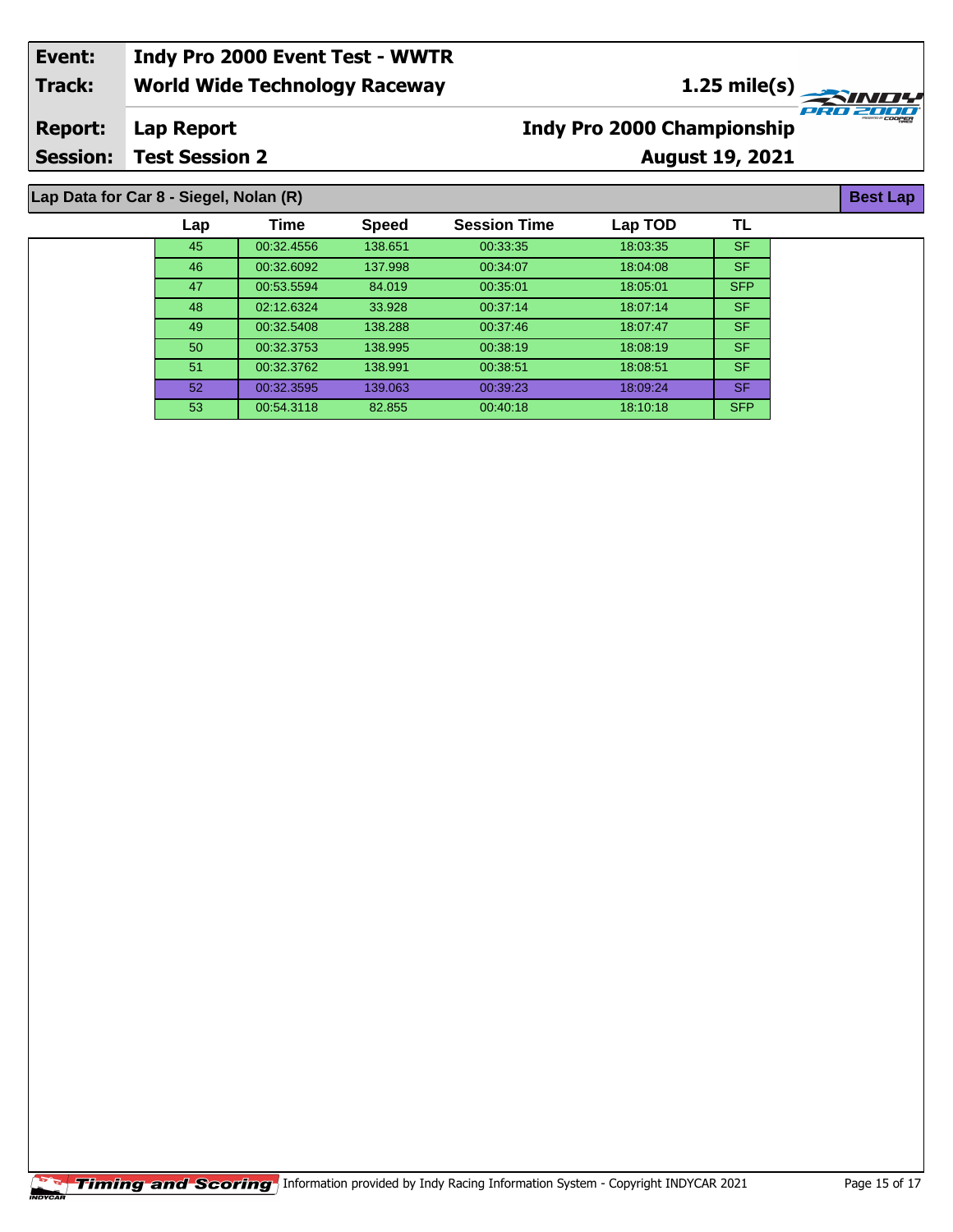| Event: | Indy Pro 2000 Event Test - WWTR | |
|---|---|---|
| Track: | World Wide Technology Raceway | 1.25 mile(s) |
| Report: | Lap Report | Indy Pro 2000 Championship |
| Session: | Test Session 2 | August 19, 2021 |

**Lap Data for Car 8 - Siegel, Nolan (R)** — **Best Lap**

| Lap | Time | Speed | Session Time | Lap TOD | TL |
|---|---|---|---|---|---|
| 45 | 00:32.4556 | 138.651 | 00:33:35 | 18:03:35 | SF |
| 46 | 00:32.6092 | 137.998 | 00:34:07 | 18:04:08 | SF |
| 47 | 00:53.5594 | 84.019 | 00:35:01 | 18:05:01 | SFP |
| 48 | 02:12.6324 | 33.928 | 00:37:14 | 18:07:14 | SF |
| 49 | 00:32.5408 | 138.288 | 00:37:46 | 18:07:47 | SF |
| 50 | 00:32.3753 | 138.995 | 00:38:19 | 18:08:19 | SF |
| 51 | 00:32.3762 | 138.991 | 00:38:51 | 18:08:51 | SF |
| 52 | 00:32.3595 | 139.063 | 00:39:23 | 18:09:24 | SF |
| 53 | 00:54.3118 | 82.855 | 00:40:18 | 18:10:18 | SFP |

Timing and Scoring — Information provided by Indy Racing Information System - Copyright INDYCAR 2021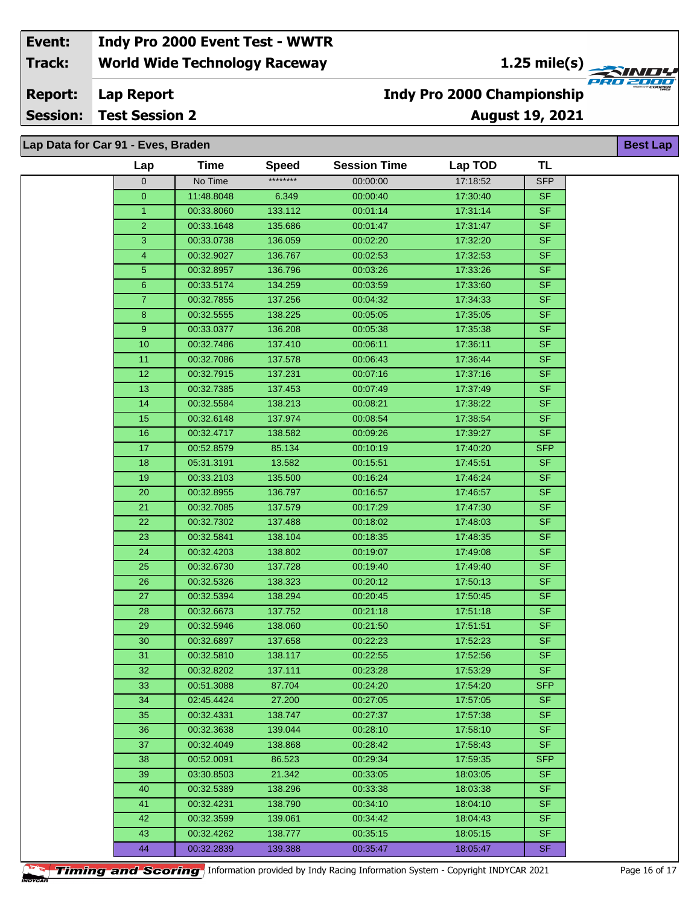| Event: | Indy Pro 2000 Event Test - WWTR | |
|---|---|---|
| Track: | World Wide Technology Raceway | 1.25 mile(s) |
| Report: | Lap Report | Indy Pro 2000 Championship |
| Session: | Test Session 2 | August 19, 2021 |

**Lap Data for Car 91 - Eves, Braden**

**Best Lap**

| Lap | Time | Speed | Session Time | Lap TOD | TL |
|---|---|---|---|---|---|
| 0 | No Time | ******** | 00:00:00 | 17:18:52 | SFP |
| 0 | 11:48.8048 | 6.349 | 00:00:40 | 17:30:40 | SF |
| 1 | 00:33.8060 | 133.112 | 00:01:14 | 17:31:14 | SF |
| 2 | 00:33.1648 | 135.686 | 00:01:47 | 17:31:47 | SF |
| 3 | 00:33.0738 | 136.059 | 00:02:20 | 17:32:20 | SF |
| 4 | 00:32.9027 | 136.767 | 00:02:53 | 17:32:53 | SF |
| 5 | 00:32.8957 | 136.796 | 00:03:26 | 17:33:26 | SF |
| 6 | 00:33.5174 | 134.259 | 00:03:59 | 17:33:60 | SF |
| 7 | 00:32.7855 | 137.256 | 00:04:32 | 17:34:33 | SF |
| 8 | 00:32.5555 | 138.225 | 00:05:05 | 17:35:05 | SF |
| 9 | 00:33.0377 | 136.208 | 00:05:38 | 17:35:38 | SF |
| 10 | 00:32.7486 | 137.410 | 00:06:11 | 17:36:11 | SF |
| 11 | 00:32.7086 | 137.578 | 00:06:43 | 17:36:44 | SF |
| 12 | 00:32.7915 | 137.231 | 00:07:16 | 17:37:16 | SF |
| 13 | 00:32.7385 | 137.453 | 00:07:49 | 17:37:49 | SF |
| 14 | 00:32.5584 | 138.213 | 00:08:21 | 17:38:22 | SF |
| 15 | 00:32.6148 | 137.974 | 00:08:54 | 17:38:54 | SF |
| 16 | 00:32.4717 | 138.582 | 00:09:26 | 17:39:27 | SF |
| 17 | 00:52.8579 | 85.134 | 00:10:19 | 17:40:20 | SFP |
| 18 | 05:31.3191 | 13.582 | 00:15:51 | 17:45:51 | SF |
| 19 | 00:33.2103 | 135.500 | 00:16:24 | 17:46:24 | SF |
| 20 | 00:32.8955 | 136.797 | 00:16:57 | 17:46:57 | SF |
| 21 | 00:32.7085 | 137.579 | 00:17:29 | 17:47:30 | SF |
| 22 | 00:32.7302 | 137.488 | 00:18:02 | 17:48:03 | SF |
| 23 | 00:32.5841 | 138.104 | 00:18:35 | 17:48:35 | SF |
| 24 | 00:32.4203 | 138.802 | 00:19:07 | 17:49:08 | SF |
| 25 | 00:32.6730 | 137.728 | 00:19:40 | 17:49:40 | SF |
| 26 | 00:32.5326 | 138.323 | 00:20:12 | 17:50:13 | SF |
| 27 | 00:32.5394 | 138.294 | 00:20:45 | 17:50:45 | SF |
| 28 | 00:32.6673 | 137.752 | 00:21:18 | 17:51:18 | SF |
| 29 | 00:32.5946 | 138.060 | 00:21:50 | 17:51:51 | SF |
| 30 | 00:32.6897 | 137.658 | 00:22:23 | 17:52:23 | SF |
| 31 | 00:32.5810 | 138.117 | 00:22:55 | 17:52:56 | SF |
| 32 | 00:32.8202 | 137.111 | 00:23:28 | 17:53:29 | SF |
| 33 | 00:51.3088 | 87.704 | 00:24:20 | 17:54:20 | SFP |
| 34 | 02:45.4424 | 27.200 | 00:27:05 | 17:57:05 | SF |
| 35 | 00:32.4331 | 138.747 | 00:27:37 | 17:57:38 | SF |
| 36 | 00:32.3638 | 139.044 | 00:28:10 | 17:58:10 | SF |
| 37 | 00:32.4049 | 138.868 | 00:28:42 | 17:58:43 | SF |
| 38 | 00:52.0091 | 86.523 | 00:29:34 | 17:59:35 | SFP |
| 39 | 03:30.8503 | 21.342 | 00:33:05 | 18:03:05 | SF |
| 40 | 00:32.5389 | 138.296 | 00:33:38 | 18:03:38 | SF |
| 41 | 00:32.4231 | 138.790 | 00:34:10 | 18:04:10 | SF |
| 42 | 00:32.3599 | 139.061 | 00:34:42 | 18:04:43 | SF |
| 43 | 00:32.4262 | 138.777 | 00:35:15 | 18:05:15 | SF |
| 44 | 00:32.2839 | 139.388 | 00:35:47 | 18:05:47 | SF |

Timing and Scoring — Information provided by Indy Racing Information System - Copyright INDYCAR 2021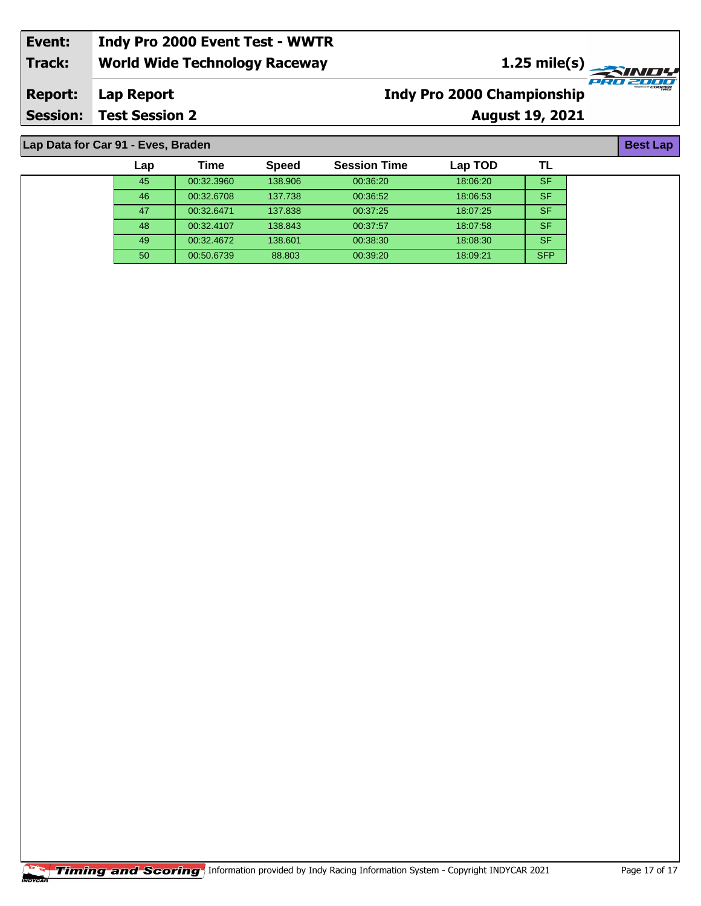| | |
|---|---|
| **Event:** | **Indy Pro 2000 Event Test - WWTR** |
| **Track:** | **World Wide Technology Raceway** — **1.25 mile(s)** |
| **Report:** | **Lap Report** — **Indy Pro 2000 Championship** |
| **Session:** | **Test Session 2** — **August 19, 2021** |

## Lap Data for Car 91 - Eves, Braden

**Best Lap**

| Lap | Time | Speed | Session Time | Lap TOD | TL |
|---|---|---|---|---|---|
| 45 | 00:32.3960 | 138.906 | 00:36:20 | 18:06:20 | SF |
| 46 | 00:32.6708 | 137.738 | 00:36:52 | 18:06:53 | SF |
| 47 | 00:32.6471 | 137.838 | 00:37:25 | 18:07:25 | SF |
| 48 | 00:32.4107 | 138.843 | 00:37:57 | 18:07:58 | SF |
| 49 | 00:32.4672 | 138.601 | 00:38:30 | 18:08:30 | SF |
| 50 | 00:50.6739 | 88.803 | 00:39:20 | 18:09:21 | SFP |

Timing and Scoring — Information provided by Indy Racing Information System - Copyright INDYCAR 2021